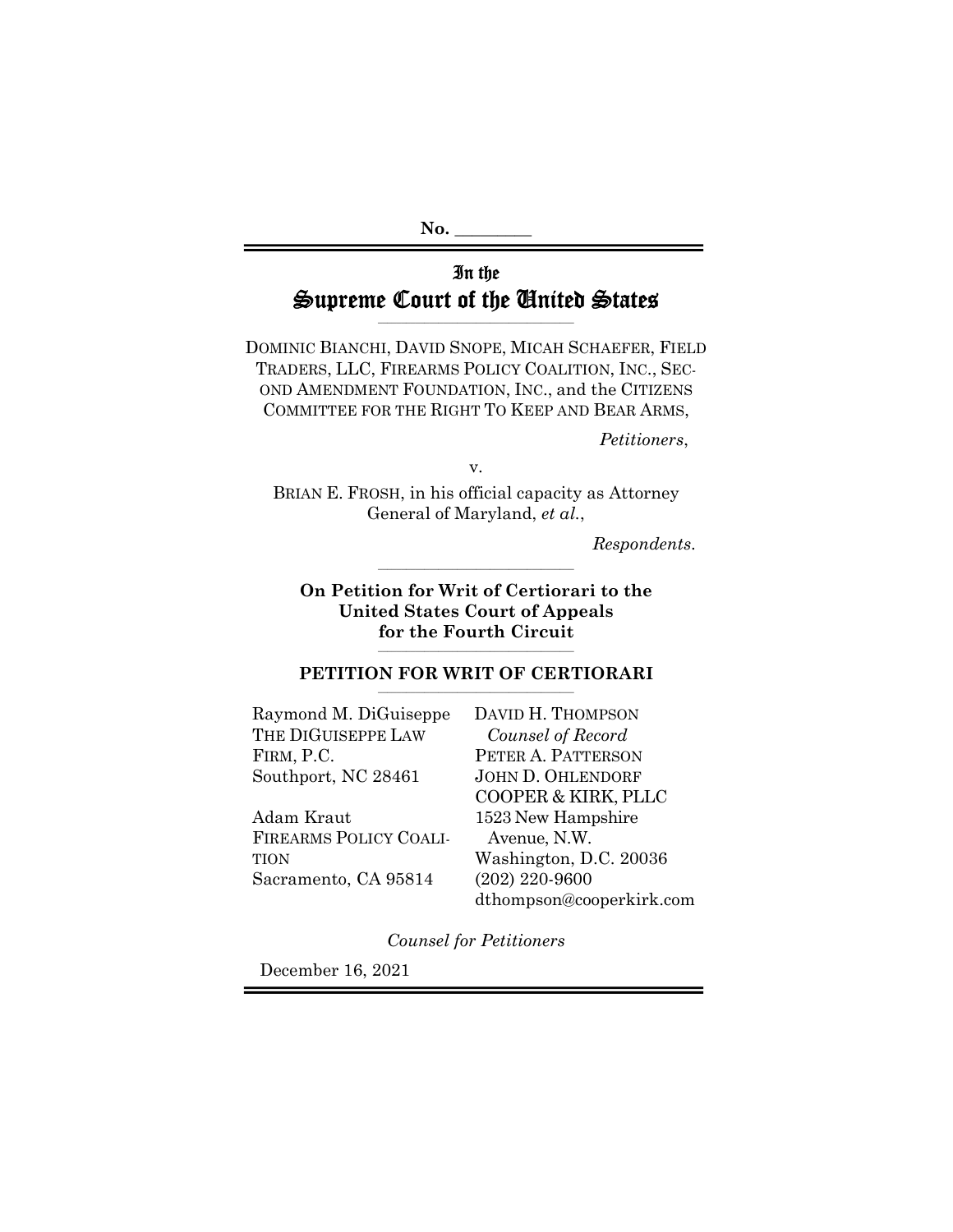No. ________

# In the Supreme Court of the United States

DOMINIC BIANCHI, DAVID SNOPE, MICAH SCHAEFER, FIELD TRADERS, LLC, FIREARMS POLICY COALITION, INC., SECOND AMENDMENT FOUNDATION, INC., and the CITIZENS COMMITTEE FOR THE RIGHT TO KEEP AND BEAR ARMS,

*Petitioners*,

v.

BRIAN E. FROSH, in his official capacity as Attorney General of Maryland, *et al.*,

*Respondents*.

**On Petition for Writ of Certiorari to the United States Court of Appeals for the Fourth Circuit**

## PETITION FOR WRIT OF CERTIORARI

Raymond M. DiGuiseppe
THE DIGUISEPPE LAW FIRM, P.C.
Southport, NC 28461

Adam Kraut
FIREARMS POLICY COALITION
Sacramento, CA 95814

DAVID H. THOMPSON
*Counsel of Record*
PETER A. PATTERSON
JOHN D. OHLENDORF
COOPER & KIRK, PLLC
1523 New Hampshire Avenue, N.W.
Washington, D.C. 20036
(202) 220-9600
dthompson@cooperkirk.com

*Counsel for Petitioners*

December 16, 2021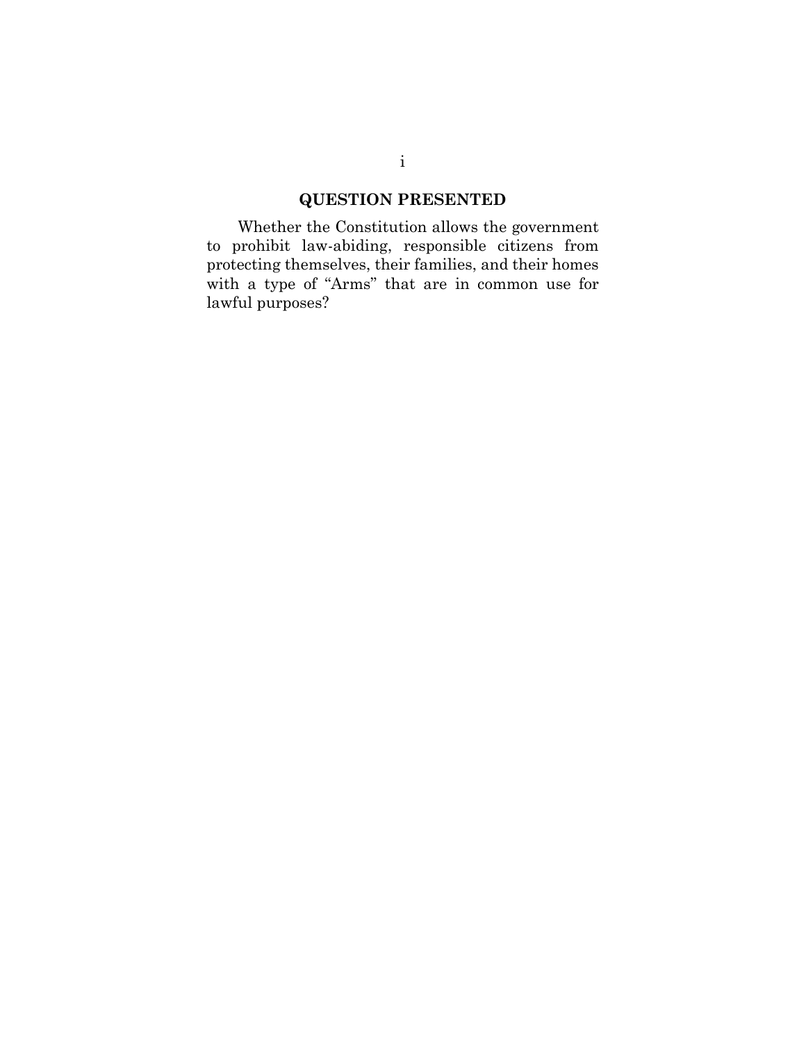## QUESTION PRESENTED

Whether the Constitution allows the government to prohibit law-abiding, responsible citizens from protecting themselves, their families, and their homes with a type of "Arms" that are in common use for lawful purposes?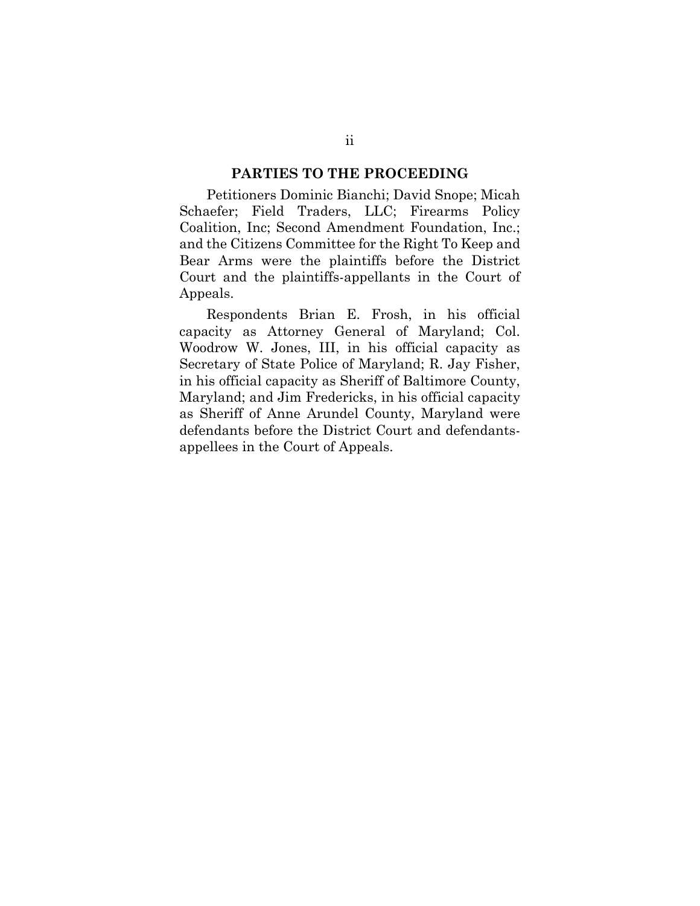## PARTIES TO THE PROCEEDING

Petitioners Dominic Bianchi; David Snope; Micah Schaefer; Field Traders, LLC; Firearms Policy Coalition, Inc; Second Amendment Foundation, Inc.; and the Citizens Committee for the Right To Keep and Bear Arms were the plaintiffs before the District Court and the plaintiffs-appellants in the Court of Appeals.

Respondents Brian E. Frosh, in his official capacity as Attorney General of Maryland; Col. Woodrow W. Jones, III, in his official capacity as Secretary of State Police of Maryland; R. Jay Fisher, in his official capacity as Sheriff of Baltimore County, Maryland; and Jim Fredericks, in his official capacity as Sheriff of Anne Arundel County, Maryland were defendants before the District Court and defendants-appellees in the Court of Appeals.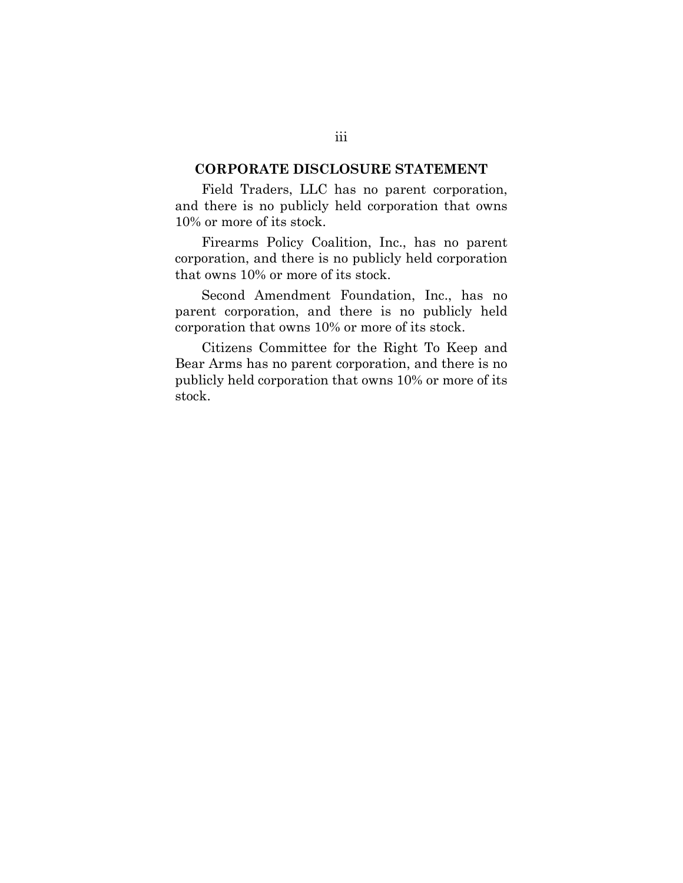## CORPORATE DISCLOSURE STATEMENT

Field Traders, LLC has no parent corporation, and there is no publicly held corporation that owns 10% or more of its stock.

Firearms Policy Coalition, Inc., has no parent corporation, and there is no publicly held corporation that owns 10% or more of its stock.

Second Amendment Foundation, Inc., has no parent corporation, and there is no publicly held corporation that owns 10% or more of its stock.

Citizens Committee for the Right To Keep and Bear Arms has no parent corporation, and there is no publicly held corporation that owns 10% or more of its stock.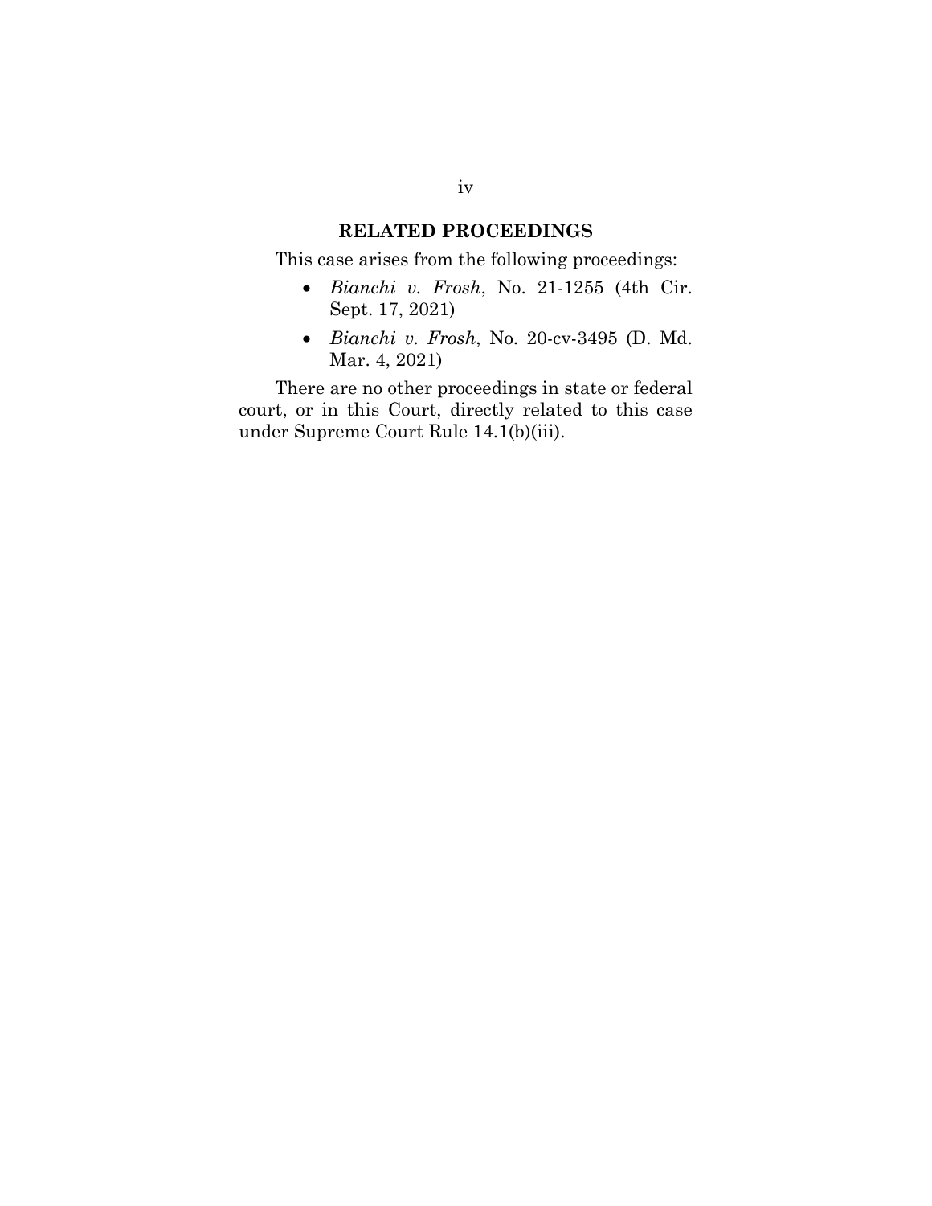## RELATED PROCEEDINGS

This case arises from the following proceedings:

- *Bianchi v. Frosh*, No. 21-1255 (4th Cir. Sept. 17, 2021)
- *Bianchi v. Frosh*, No. 20-cv-3495 (D. Md. Mar. 4, 2021)

There are no other proceedings in state or federal court, or in this Court, directly related to this case under Supreme Court Rule 14.1(b)(iii).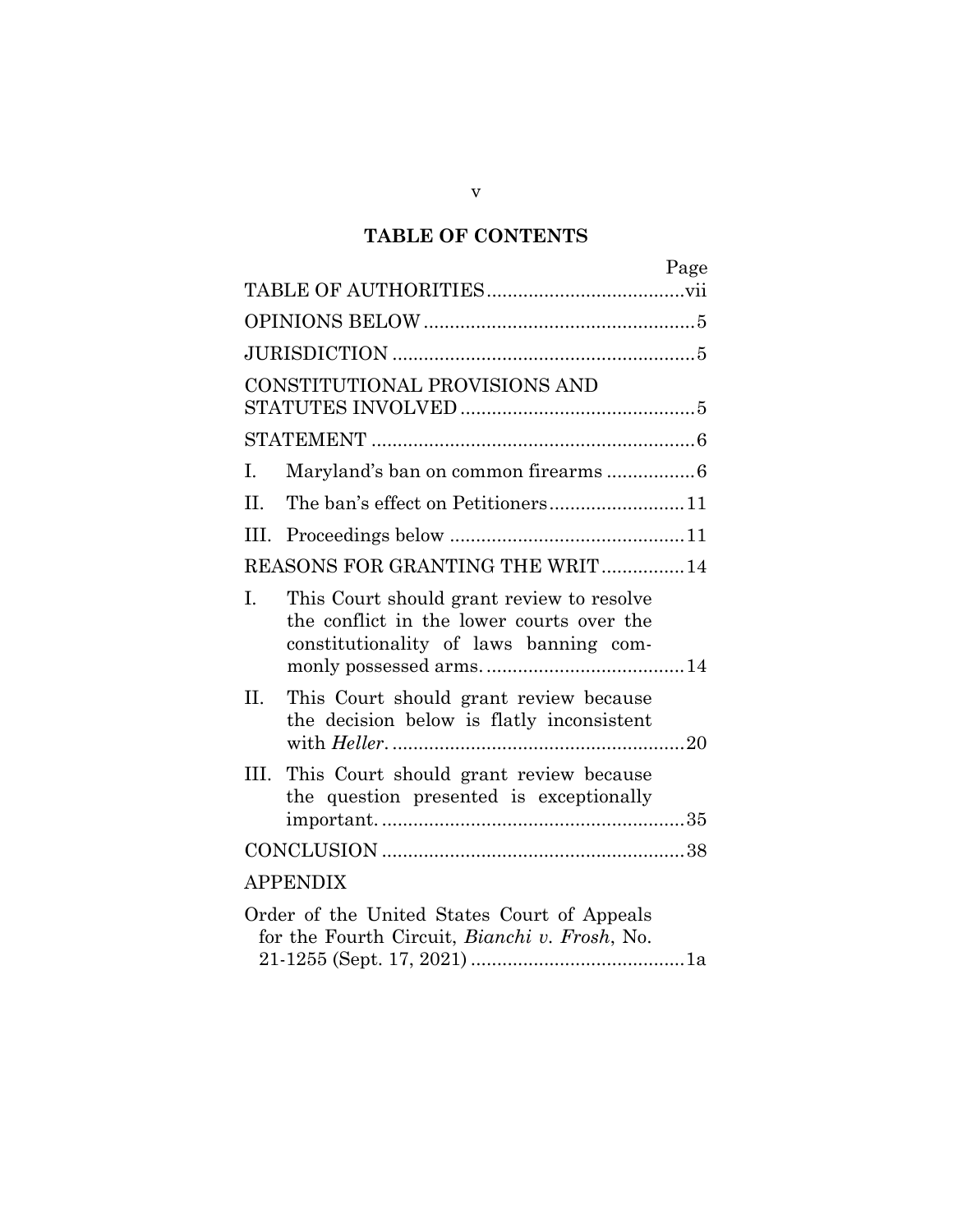# TABLE OF CONTENTS

| | Page |
|---|---|
| TABLE OF AUTHORITIES | vii |
| OPINIONS BELOW | 5 |
| JURISDICTION | 5 |
| CONSTITUTIONAL PROVISIONS AND STATUTES INVOLVED | 5 |
| STATEMENT | 6 |
| I. Maryland's ban on common firearms | 6 |
| II. The ban's effect on Petitioners | 11 |
| III. Proceedings below | 11 |
| REASONS FOR GRANTING THE WRIT | 14 |
| I. This Court should grant review to resolve the conflict in the lower courts over the constitutionality of laws banning commonly possessed arms. | 14 |
| II. This Court should grant review because the decision below is flatly inconsistent with *Heller*. | 20 |
| III. This Court should grant review because the question presented is exceptionally important. | 35 |
| CONCLUSION | 38 |
| APPENDIX | |
| Order of the United States Court of Appeals for the Fourth Circuit, *Bianchi v. Frosh*, No. 21-1255 (Sept. 17, 2021) | 1a |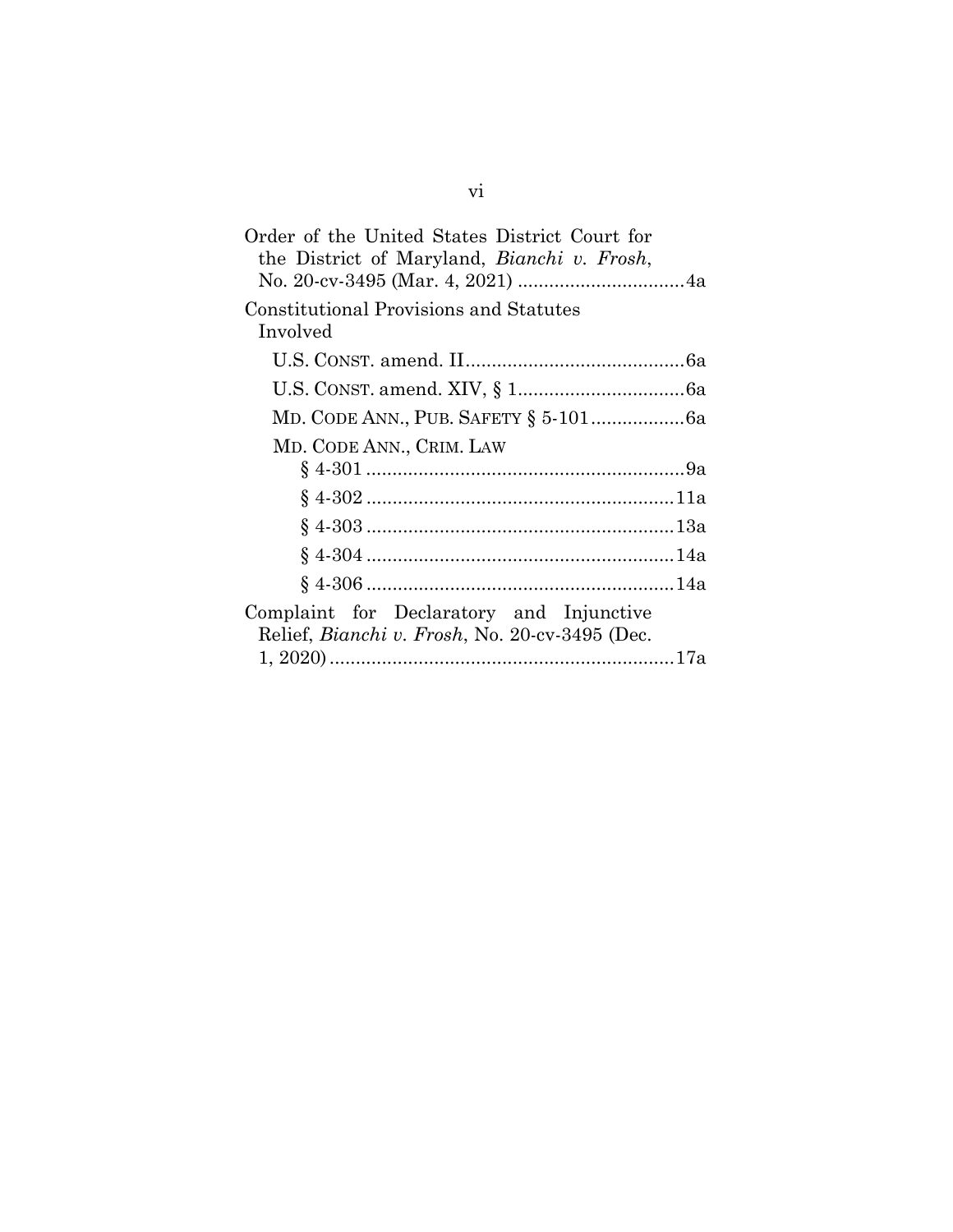Order of the United States District Court for the District of Maryland, *Bianchi v. Frosh*, No. 20-cv-3495 (Mar. 4, 2021) ................................4a

Constitutional Provisions and Statutes Involved

- U.S. CONST. amend. II..........................................6a
- U.S. CONST. amend. XIV, § 1................................6a
- MD. CODE ANN., PUB. SAFETY § 5-101..................6a
- MD. CODE ANN., CRIM. LAW
  - § 4-301 ..............................................................9a
  - § 4-302 ............................................................11a
  - § 4-303 ............................................................13a
  - § 4-304 ............................................................14a
  - § 4-306 ............................................................14a

Complaint for Declaratory and Injunctive Relief, *Bianchi v. Frosh*, No. 20-cv-3495 (Dec. 1, 2020)..................................................................17a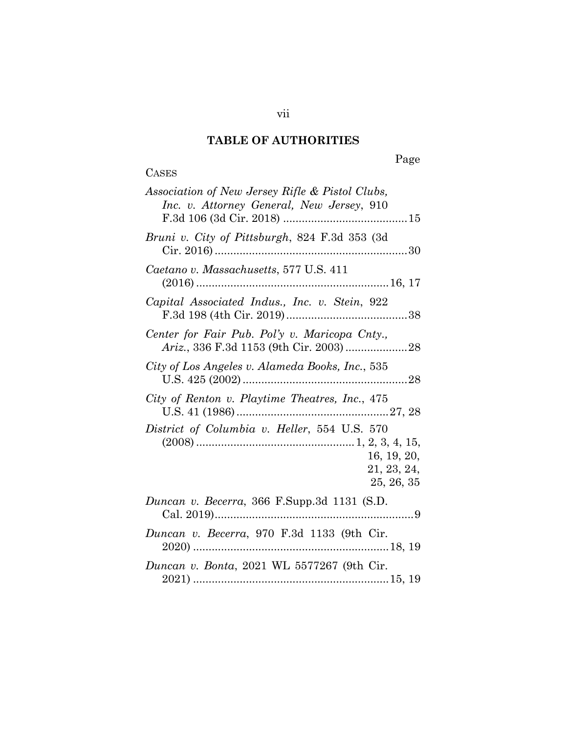## TABLE OF AUTHORITIES

Page

CASES

*Association of New Jersey Rifle & Pistol Clubs, Inc. v. Attorney General, New Jersey*, 910 F.3d 106 (3d Cir. 2018) ........................................15

*Bruni v. City of Pittsburgh*, 824 F.3d 353 (3d Cir. 2016) ..............................................................30

*Caetano v. Massachusetts*, 577 U.S. 411 (2016) ..............................................................16, 17

*Capital Associated Indus., Inc. v. Stein*, 922 F.3d 198 (4th Cir. 2019).......................................38

*Center for Fair Pub. Pol'y v. Maricopa Cnty., Ariz.*, 336 F.3d 1153 (9th Cir. 2003) ....................28

*City of Los Angeles v. Alameda Books, Inc.*, 535 U.S. 425 (2002) .....................................................28

*City of Renton v. Playtime Theatres, Inc.*, 475 U.S. 41 (1986) .................................................27, 28

*District of Columbia v. Heller*, 554 U.S. 570 (2008) ...................................................1, 2, 3, 4, 15, 16, 19, 20, 21, 23, 24, 25, 26, 35

*Duncan v. Becerra*, 366 F.Supp.3d 1131 (S.D. Cal. 2019)................................................................9

*Duncan v. Becerra*, 970 F.3d 1133 (9th Cir. 2020) ..............................................................18, 19

*Duncan v. Bonta*, 2021 WL 5577267 (9th Cir. 2021) ...............................................................15, 19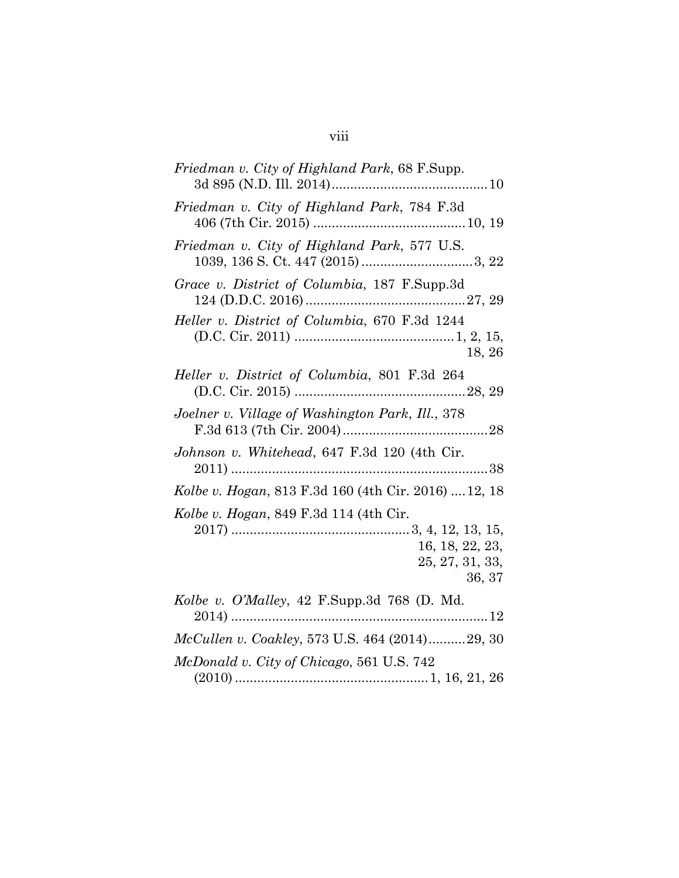*Friedman v. City of Highland Park*, 68 F.Supp. 3d 895 (N.D. Ill. 2014) .......................................... 10

*Friedman v. City of Highland Park*, 784 F.3d 406 (7th Cir. 2015) ......................................... 10, 19

*Friedman v. City of Highland Park*, 577 U.S. 1039, 136 S. Ct. 447 (2015) .............................. 3, 22

*Grace v. District of Columbia*, 187 F.Supp.3d 124 (D.D.C. 2016) ........................................... 27, 29

*Heller v. District of Columbia*, 670 F.3d 1244 (D.C. Cir. 2011) ........................................... 1, 2, 15, 18, 26

*Heller v. District of Columbia*, 801 F.3d 264 (D.C. Cir. 2015) .............................................. 28, 29

*Joelner v. Village of Washington Park, Ill.*, 378 F.3d 613 (7th Cir. 2004) ....................................... 28

*Johnson v. Whitehead*, 647 F.3d 120 (4th Cir. 2011) ..................................................................... 38

*Kolbe v. Hogan*, 813 F.3d 160 (4th Cir. 2016) .... 12, 18

*Kolbe v. Hogan*, 849 F.3d 114 (4th Cir. 2017) ................................................ 3, 4, 12, 13, 15, 16, 18, 22, 23, 25, 27, 31, 33, 36, 37

*Kolbe v. O'Malley*, 42 F.Supp.3d 768 (D. Md. 2014) ..................................................................... 12

*McCullen v. Coakley*, 573 U.S. 464 (2014).......... 29, 30

*McDonald v. City of Chicago*, 561 U.S. 742 (2010) .................................................... 1, 16, 21, 26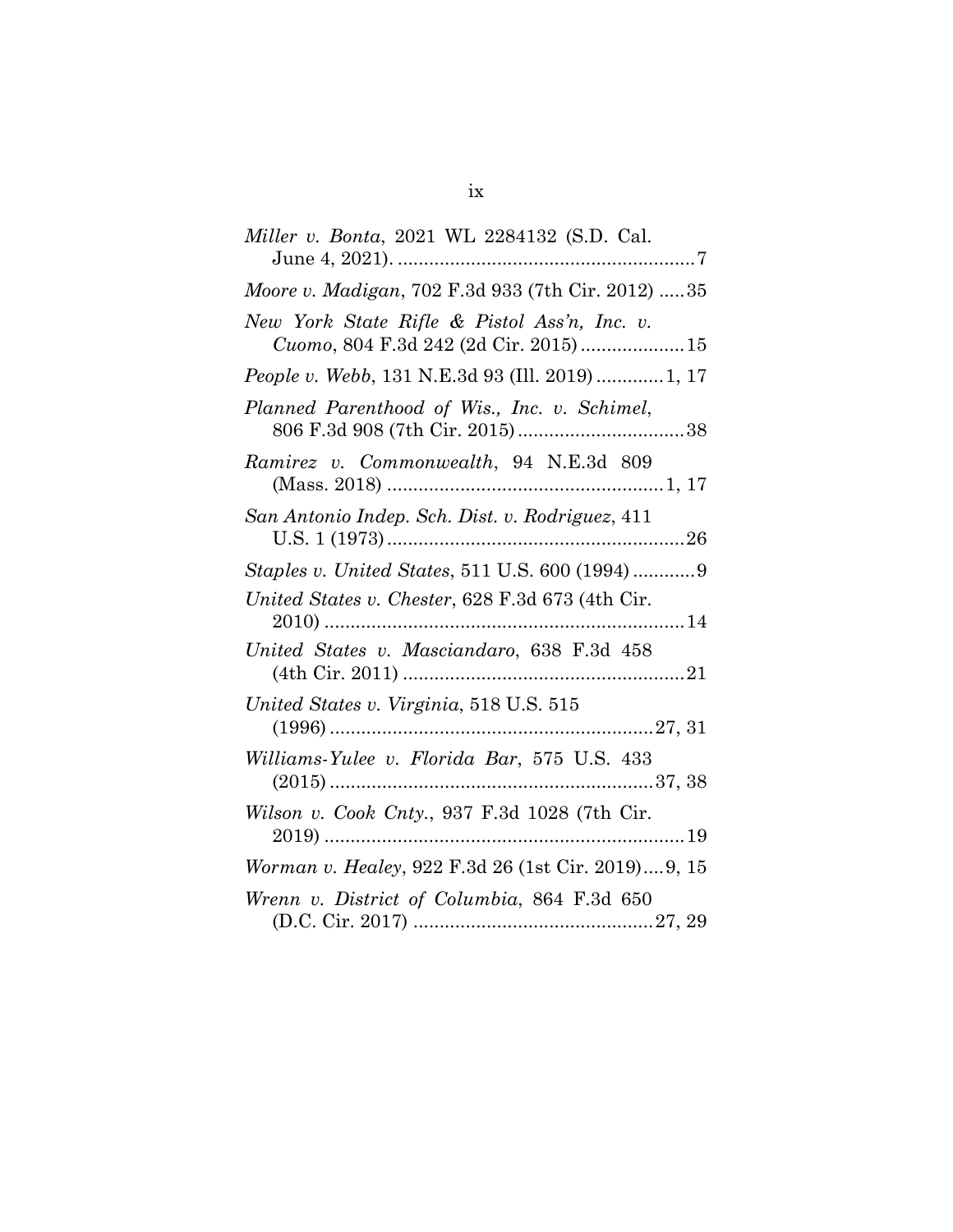*Miller v. Bonta*, 2021 WL 2284132 (S.D. Cal. June 4, 2021). .......................................................7

*Moore v. Madigan*, 702 F.3d 933 (7th Cir. 2012) .....35

*New York State Rifle & Pistol Ass'n, Inc. v. Cuomo*, 804 F.3d 242 (2d Cir. 2015)....................15

*People v. Webb*, 131 N.E.3d 93 (Ill. 2019).............1, 17

*Planned Parenthood of Wis., Inc. v. Schimel*, 806 F.3d 908 (7th Cir. 2015)................................38

*Ramirez v. Commonwealth*, 94 N.E.3d 809 (Mass. 2018) .....................................................1, 17

*San Antonio Indep. Sch. Dist. v. Rodriguez*, 411 U.S. 1 (1973).........................................................26

*Staples v. United States*, 511 U.S. 600 (1994)............9

*United States v. Chester*, 628 F.3d 673 (4th Cir. 2010) .....................................................................14

*United States v. Masciandaro*, 638 F.3d 458 (4th Cir. 2011) ......................................................21

*United States v. Virginia*, 518 U.S. 515 (1996).............................................................27, 31

*Williams-Yulee v. Florida Bar*, 575 U.S. 433 (2015).............................................................37, 38

*Wilson v. Cook Cnty.*, 937 F.3d 1028 (7th Cir. 2019) .....................................................................19

*Worman v. Healey*, 922 F.3d 26 (1st Cir. 2019)....9, 15

*Wrenn v. District of Columbia*, 864 F.3d 650 (D.C. Cir. 2017) .............................................27, 29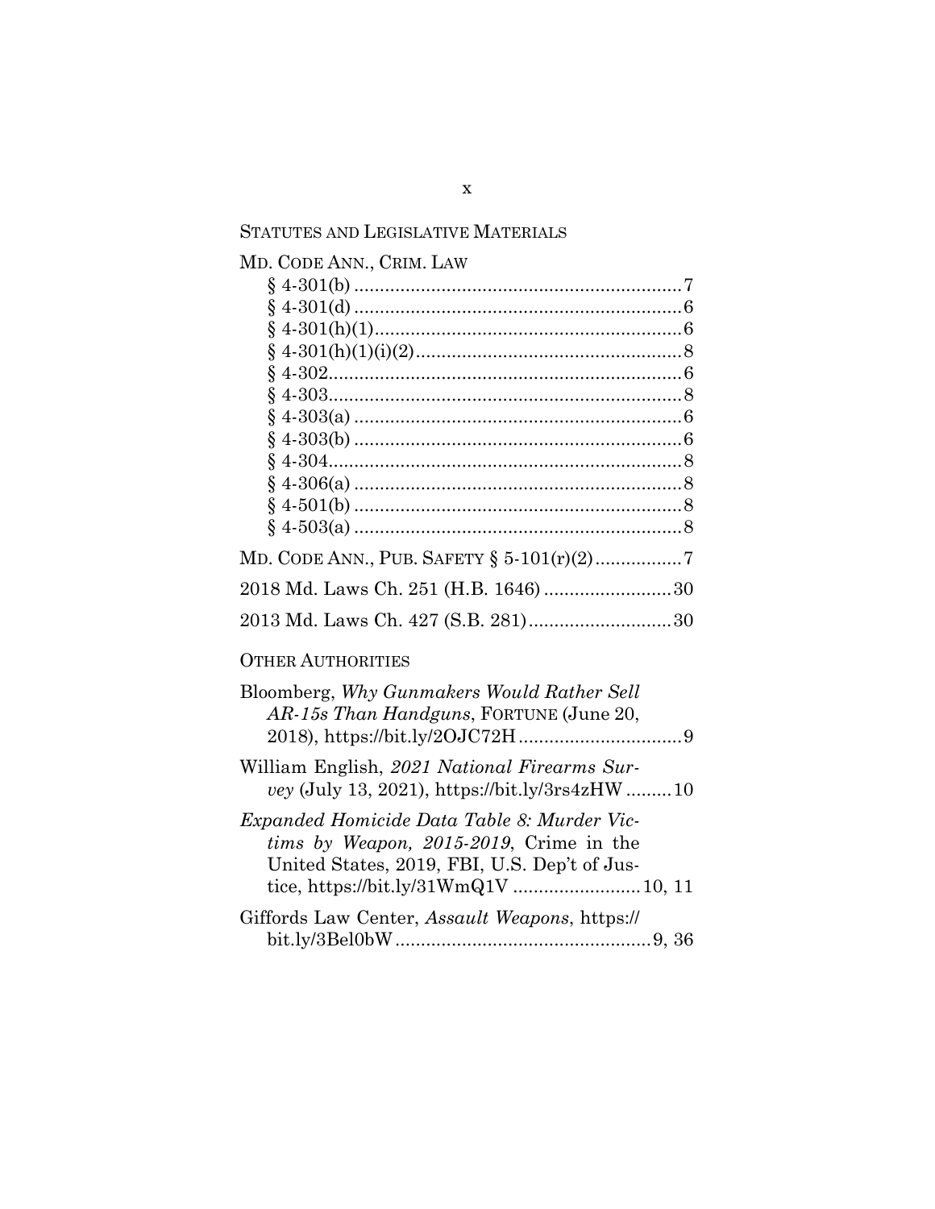STATUTES AND LEGISLATIVE MATERIALS

MD. CODE ANN., CRIM. LAW

- § 4-301(b) ................................................................ 7
- § 4-301(d) ................................................................ 6
- § 4-301(h)(1)............................................................ 6
- § 4-301(h)(1)(i)(2).................................................... 8
- § 4-302..................................................................... 6
- § 4-303..................................................................... 8
- § 4-303(a) ................................................................ 6
- § 4-303(b) ................................................................ 6
- § 4-304..................................................................... 8
- § 4-306(a) ................................................................ 8
- § 4-501(b) ................................................................ 8
- § 4-503(a) ................................................................ 8

MD. CODE ANN., PUB. SAFETY § 5-101(r)(2)................. 7

2018 Md. Laws Ch. 251 (H.B. 1646) ......................... 30

2013 Md. Laws Ch. 427 (S.B. 281)............................ 30

OTHER AUTHORITIES

Bloomberg, *Why Gunmakers Would Rather Sell AR-15s Than Handguns*, FORTUNE (June 20, 2018), https://bit.ly/2OJC72H ................................ 9

William English, *2021 National Firearms Survey* (July 13, 2021), https://bit.ly/3rs4zHW ......... 10

*Expanded Homicide Data Table 8: Murder Victims by Weapon, 2015-2019*, Crime in the United States, 2019, FBI, U.S. Dep't of Justice, https://bit.ly/31WmQ1V ......................... 10, 11

Giffords Law Center, *Assault Weapons*, https://bit.ly/3Bel0bW .................................................. 9, 36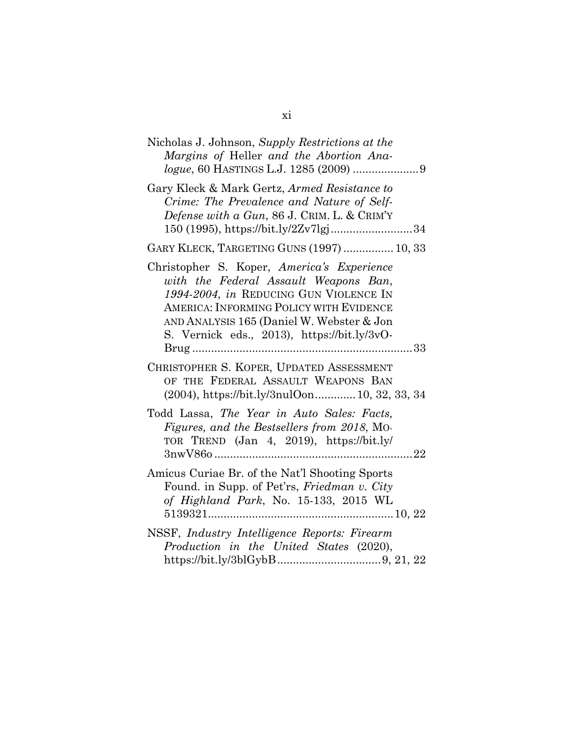Nicholas J. Johnson, *Supply Restrictions at the Margins of* Heller *and the Abortion Analogue*, 60 HASTINGS L.J. 1285 (2009) .....................9

Gary Kleck & Mark Gertz, *Armed Resistance to Crime: The Prevalence and Nature of Self-Defense with a Gun*, 86 J. CRIM. L. & CRIM'Y 150 (1995), https://bit.ly/2Zv7lgj..........................34

GARY KLECK, TARGETING GUNS (1997) ................ 10, 33

Christopher S. Koper, *America's Experience with the Federal Assault Weapons Ban, 1994-2004*, *in* REDUCING GUN VIOLENCE IN AMERICA: INFORMING POLICY WITH EVIDENCE AND ANALYSIS 165 (Daniel W. Webster & Jon S. Vernick eds., 2013), https://bit.ly/3vO-Brug .......................................................................33

CHRISTOPHER S. KOPER, UPDATED ASSESSMENT OF THE FEDERAL ASSAULT WEAPONS BAN (2004), https://bit.ly/3nulOon............. 10, 32, 33, 34

Todd Lassa, *The Year in Auto Sales: Facts, Figures, and the Bestsellers from 2018*, MOTOR TREND (Jan 4, 2019), https://bit.ly/3nwV86o ...............................................................22

Amicus Curiae Br. of the Nat'l Shooting Sports Found. in Supp. of Pet'rs, *Friedman v. City of Highland Park*, No. 15-133, 2015 WL 5139321...........................................................10, 22

NSSF, *Industry Intelligence Reports: Firearm Production in the United States* (2020), https://bit.ly/3blGybB.................................9, 21, 22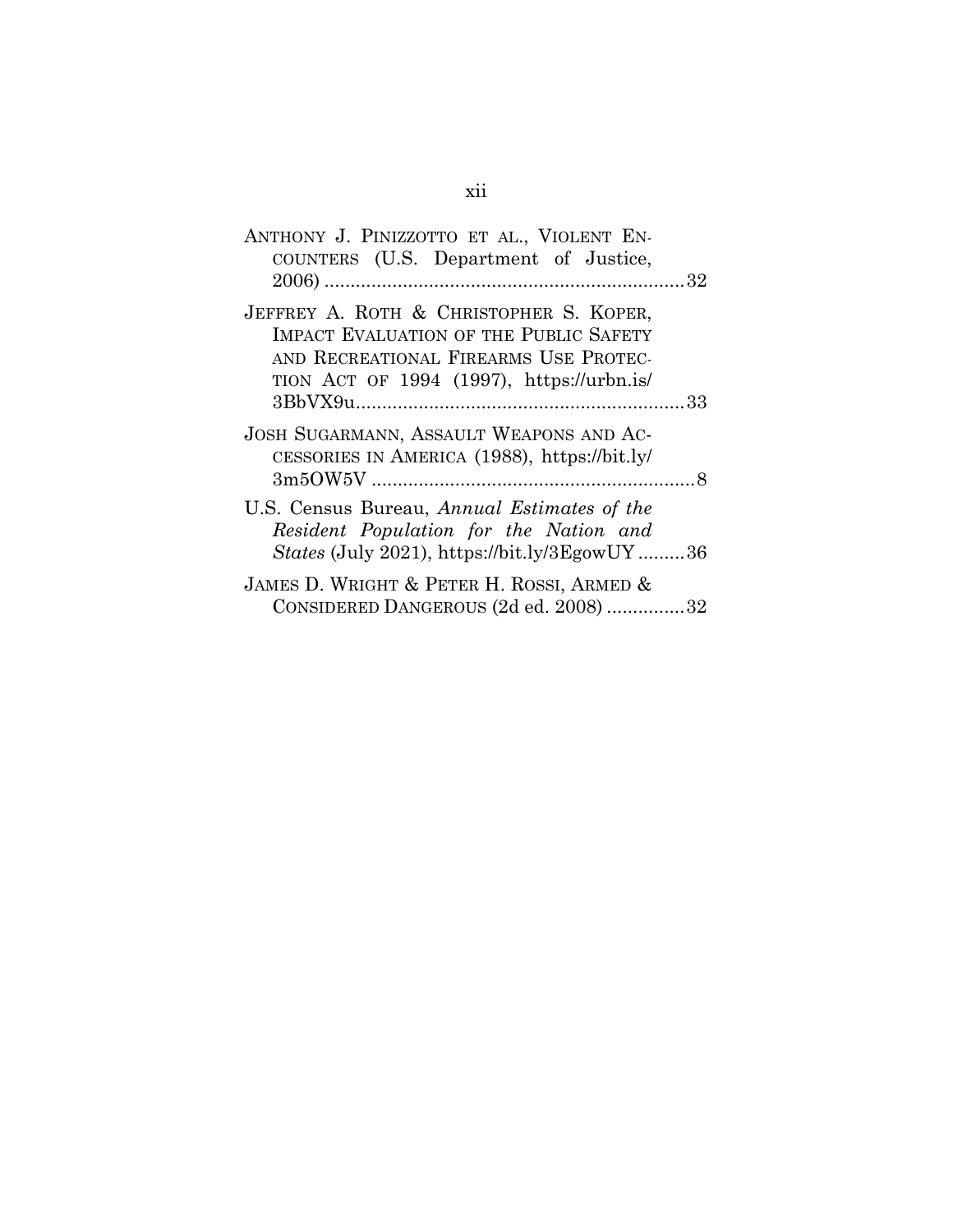ANTHONY J. PINIZZOTTO ET AL., VIOLENT ENCOUNTERS (U.S. Department of Justice, 2006) ....................................................................32

JEFFREY A. ROTH & CHRISTOPHER S. KOPER, IMPACT EVALUATION OF THE PUBLIC SAFETY AND RECREATIONAL FIREARMS USE PROTECTION ACT OF 1994 (1997), https://urbn.is/3BbVX9u..............................................................33

JOSH SUGARMANN, ASSAULT WEAPONS AND ACCESSORIES IN AMERICA (1988), https://bit.ly/3m5OW5V ..............................................................8

U.S. Census Bureau, *Annual Estimates of the Resident Population for the Nation and States* (July 2021), https://bit.ly/3EgowUY .........36

JAMES D. WRIGHT & PETER H. ROSSI, ARMED & CONSIDERED DANGEROUS (2d ed. 2008) ...............32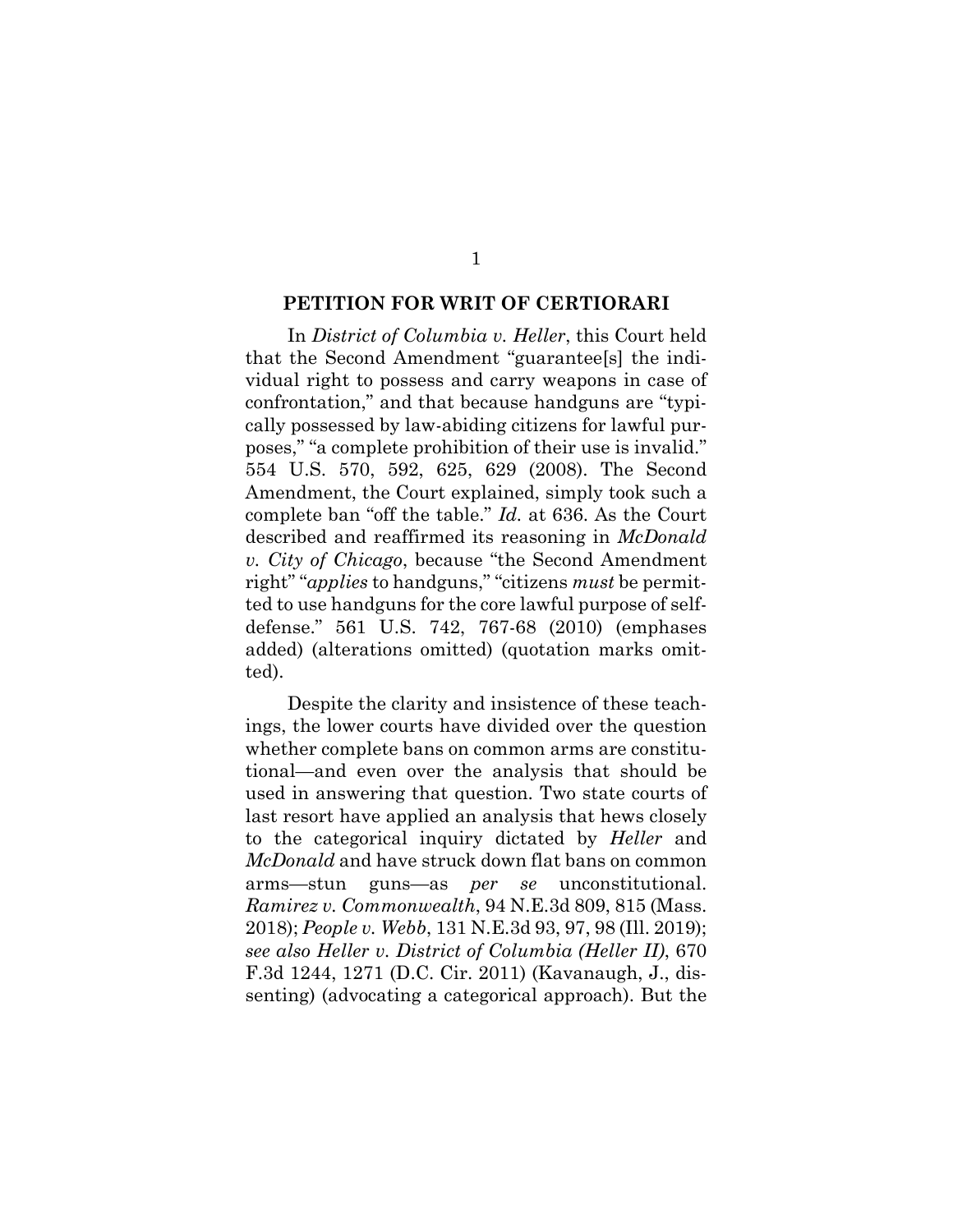## PETITION FOR WRIT OF CERTIORARI

In *District of Columbia v. Heller*, this Court held that the Second Amendment "guarantee[s] the individual right to possess and carry weapons in case of confrontation," and that because handguns are "typically possessed by law-abiding citizens for lawful purposes," "a complete prohibition of their use is invalid." 554 U.S. 570, 592, 625, 629 (2008). The Second Amendment, the Court explained, simply took such a complete ban "off the table." *Id.* at 636. As the Court described and reaffirmed its reasoning in *McDonald v. City of Chicago*, because "the Second Amendment right" "*applies* to handguns," "citizens *must* be permitted to use handguns for the core lawful purpose of self-defense." 561 U.S. 742, 767-68 (2010) (emphases added) (alterations omitted) (quotation marks omitted).

Despite the clarity and insistence of these teachings, the lower courts have divided over the question whether complete bans on common arms are constitutional—and even over the analysis that should be used in answering that question. Two state courts of last resort have applied an analysis that hews closely to the categorical inquiry dictated by *Heller* and *McDonald* and have struck down flat bans on common arms—stun guns—as *per se* unconstitutional. *Ramirez v. Commonwealth*, 94 N.E.3d 809, 815 (Mass. 2018); *People v. Webb*, 131 N.E.3d 93, 97, 98 (Ill. 2019); *see also Heller v. District of Columbia (Heller II)*, 670 F.3d 1244, 1271 (D.C. Cir. 2011) (Kavanaugh, J., dissenting) (advocating a categorical approach). But the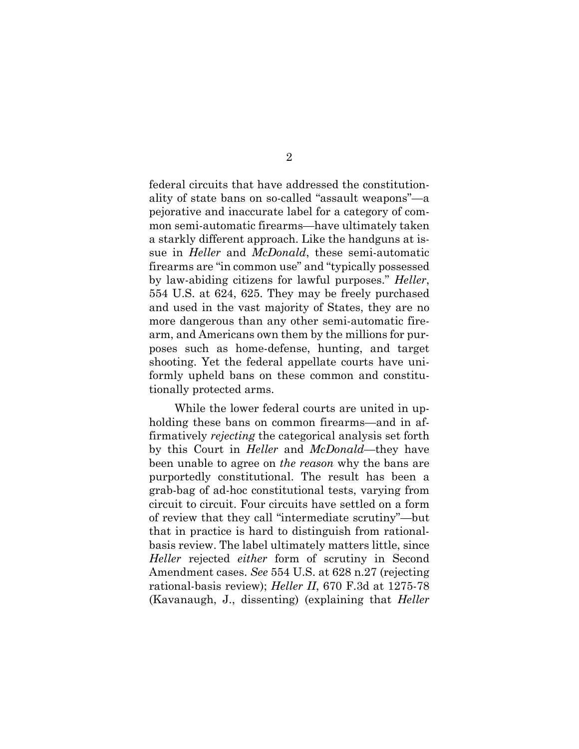federal circuits that have addressed the constitutionality of state bans on so-called "assault weapons"—a pejorative and inaccurate label for a category of common semi-automatic firearms—have ultimately taken a starkly different approach. Like the handguns at issue in *Heller* and *McDonald*, these semi-automatic firearms are "in common use" and "typically possessed by law-abiding citizens for lawful purposes." *Heller*, 554 U.S. at 624, 625. They may be freely purchased and used in the vast majority of States, they are no more dangerous than any other semi-automatic firearm, and Americans own them by the millions for purposes such as home-defense, hunting, and target shooting. Yet the federal appellate courts have uniformly upheld bans on these common and constitutionally protected arms.

While the lower federal courts are united in upholding these bans on common firearms—and in affirmatively *rejecting* the categorical analysis set forth by this Court in *Heller* and *McDonald*—they have been unable to agree on *the reason* why the bans are purportedly constitutional. The result has been a grab-bag of ad-hoc constitutional tests, varying from circuit to circuit. Four circuits have settled on a form of review that they call "intermediate scrutiny"—but that in practice is hard to distinguish from rational-basis review. The label ultimately matters little, since *Heller* rejected *either* form of scrutiny in Second Amendment cases. *See* 554 U.S. at 628 n.27 (rejecting rational-basis review); *Heller II*, 670 F.3d at 1275-78 (Kavanaugh, J., dissenting) (explaining that *Heller*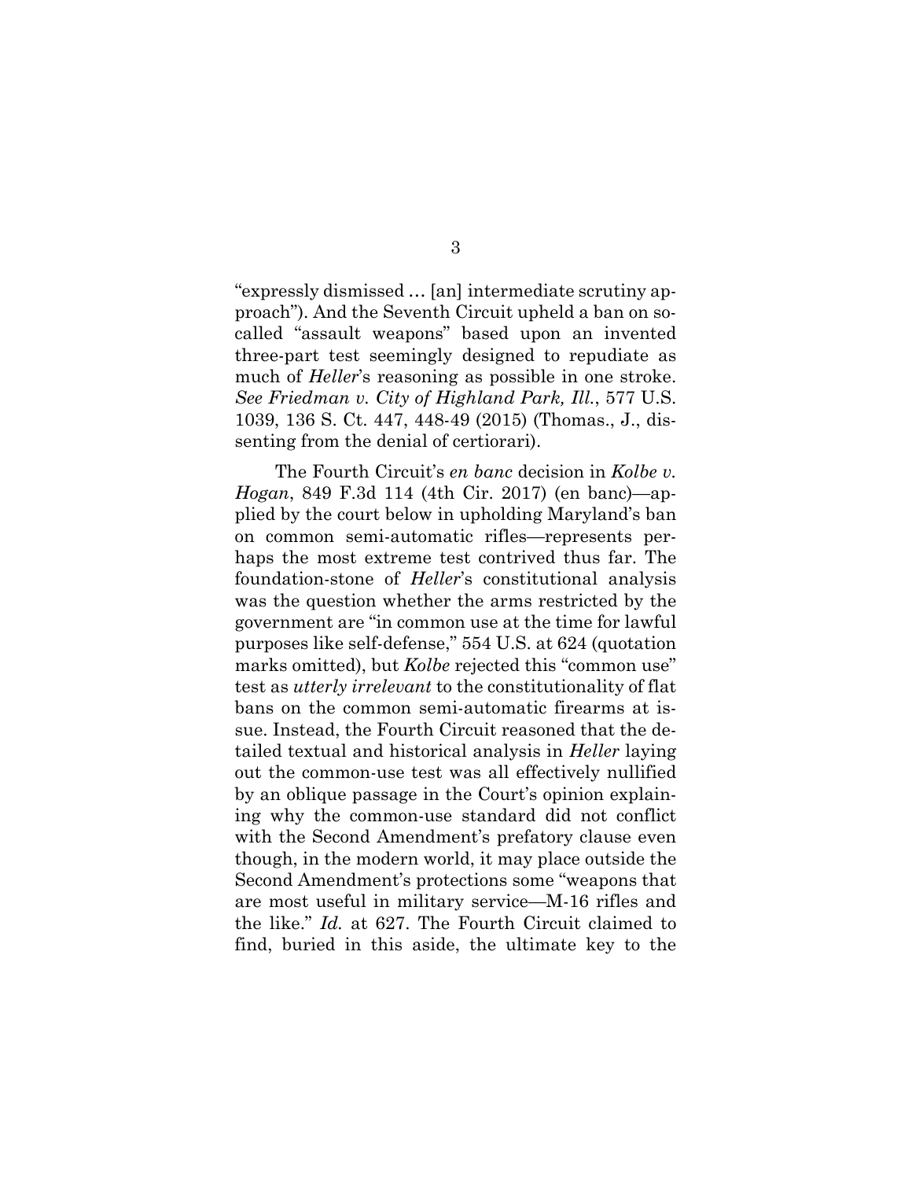"expressly dismissed … [an] intermediate scrutiny approach"). And the Seventh Circuit upheld a ban on so-called "assault weapons" based upon an invented three-part test seemingly designed to repudiate as much of *Heller*'s reasoning as possible in one stroke. *See Friedman v. City of Highland Park, Ill.*, 577 U.S. 1039, 136 S. Ct. 447, 448-49 (2015) (Thomas., J., dissenting from the denial of certiorari).

The Fourth Circuit's *en banc* decision in *Kolbe v. Hogan*, 849 F.3d 114 (4th Cir. 2017) (en banc)—applied by the court below in upholding Maryland's ban on common semi-automatic rifles—represents perhaps the most extreme test contrived thus far. The foundation-stone of *Heller*'s constitutional analysis was the question whether the arms restricted by the government are "in common use at the time for lawful purposes like self-defense," 554 U.S. at 624 (quotation marks omitted), but *Kolbe* rejected this "common use" test as *utterly irrelevant* to the constitutionality of flat bans on the common semi-automatic firearms at issue. Instead, the Fourth Circuit reasoned that the detailed textual and historical analysis in *Heller* laying out the common-use test was all effectively nullified by an oblique passage in the Court's opinion explaining why the common-use standard did not conflict with the Second Amendment's prefatory clause even though, in the modern world, it may place outside the Second Amendment's protections some "weapons that are most useful in military service—M-16 rifles and the like." *Id.* at 627. The Fourth Circuit claimed to find, buried in this aside, the ultimate key to the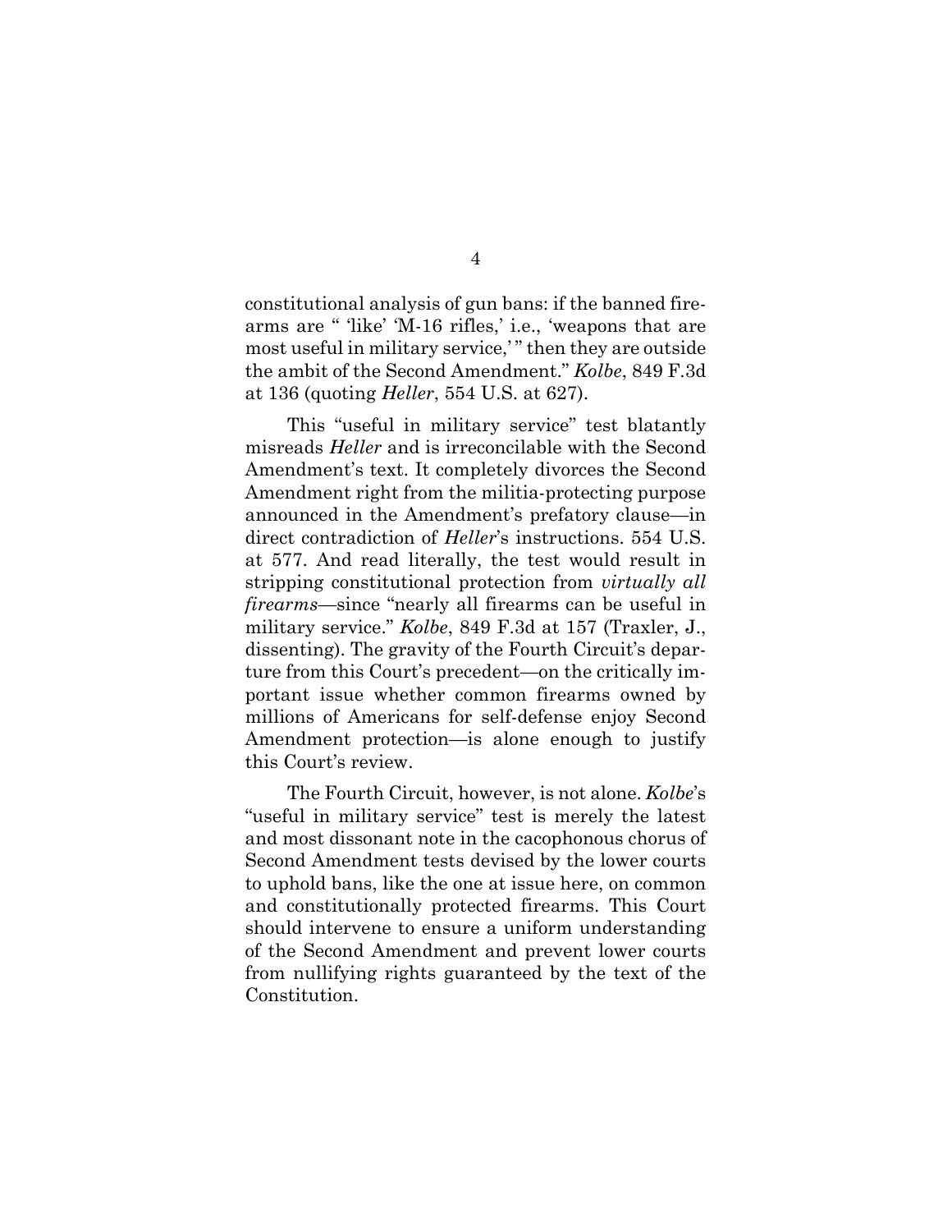constitutional analysis of gun bans: if the banned firearms are " 'like' 'M-16 rifles,' i.e., 'weapons that are most useful in military service,' " then they are outside the ambit of the Second Amendment." *Kolbe*, 849 F.3d at 136 (quoting *Heller*, 554 U.S. at 627).

This "useful in military service" test blatantly misreads *Heller* and is irreconcilable with the Second Amendment's text. It completely divorces the Second Amendment right from the militia-protecting purpose announced in the Amendment's prefatory clause—in direct contradiction of *Heller*'s instructions. 554 U.S. at 577. And read literally, the test would result in stripping constitutional protection from *virtually all firearms*—since "nearly all firearms can be useful in military service." *Kolbe*, 849 F.3d at 157 (Traxler, J., dissenting). The gravity of the Fourth Circuit's departure from this Court's precedent—on the critically important issue whether common firearms owned by millions of Americans for self-defense enjoy Second Amendment protection—is alone enough to justify this Court's review.

The Fourth Circuit, however, is not alone. *Kolbe*'s "useful in military service" test is merely the latest and most dissonant note in the cacophonous chorus of Second Amendment tests devised by the lower courts to uphold bans, like the one at issue here, on common and constitutionally protected firearms. This Court should intervene to ensure a uniform understanding of the Second Amendment and prevent lower courts from nullifying rights guaranteed by the text of the Constitution.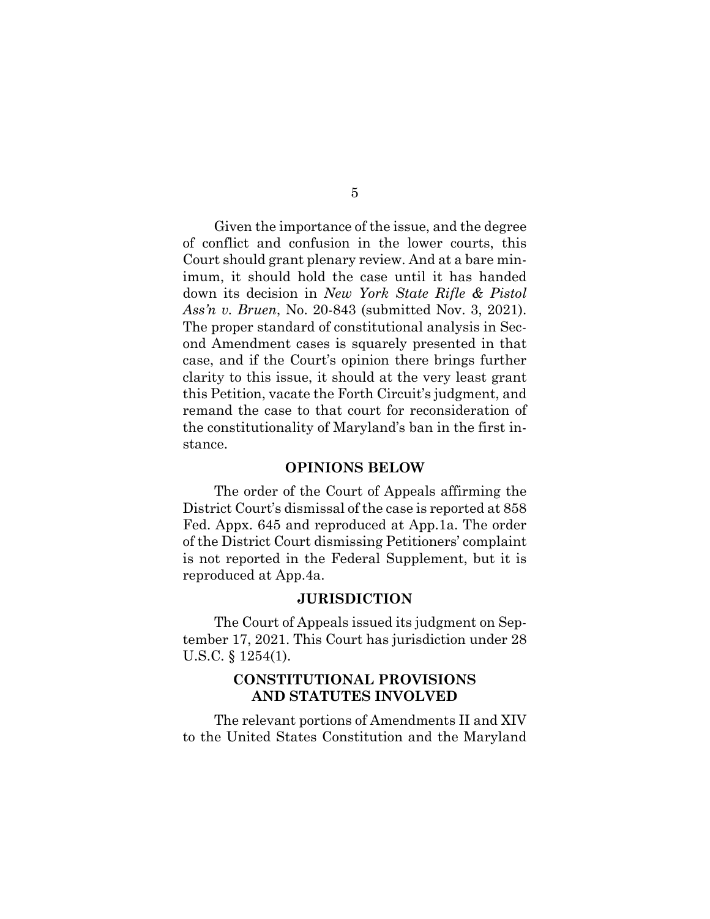Given the importance of the issue, and the degree of conflict and confusion in the lower courts, this Court should grant plenary review. And at a bare minimum, it should hold the case until it has handed down its decision in *New York State Rifle & Pistol Ass'n v. Bruen*, No. 20-843 (submitted Nov. 3, 2021). The proper standard of constitutional analysis in Second Amendment cases is squarely presented in that case, and if the Court's opinion there brings further clarity to this issue, it should at the very least grant this Petition, vacate the Forth Circuit's judgment, and remand the case to that court for reconsideration of the constitutionality of Maryland's ban in the first instance.

## OPINIONS BELOW

The order of the Court of Appeals affirming the District Court's dismissal of the case is reported at 858 Fed. Appx. 645 and reproduced at App.1a. The order of the District Court dismissing Petitioners' complaint is not reported in the Federal Supplement, but it is reproduced at App.4a.

## JURISDICTION

The Court of Appeals issued its judgment on September 17, 2021. This Court has jurisdiction under 28 U.S.C. § 1254(1).

## CONSTITUTIONAL PROVISIONS AND STATUTES INVOLVED

The relevant portions of Amendments II and XIV to the United States Constitution and the Maryland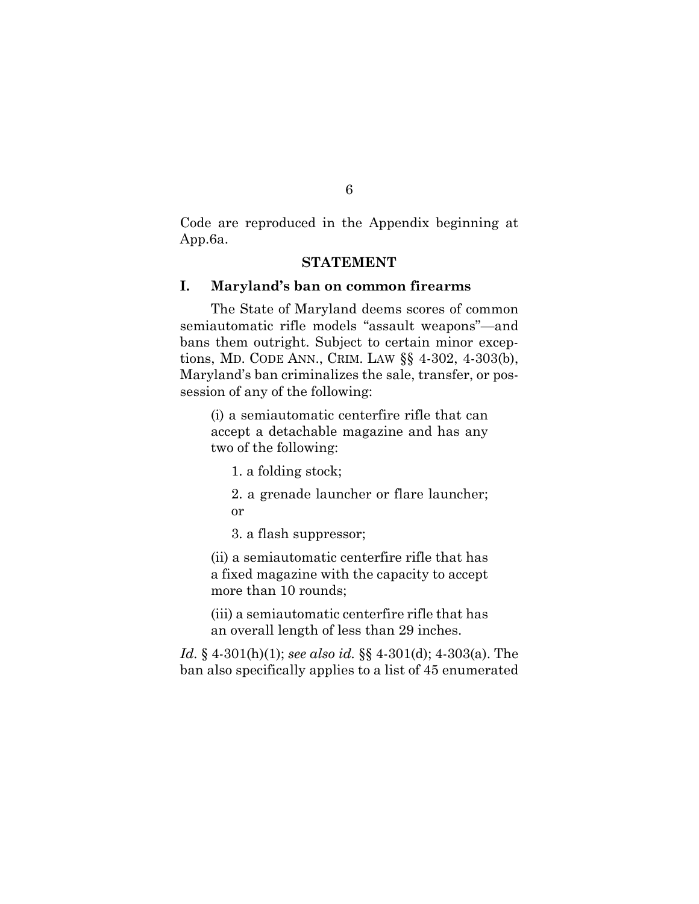Code are reproduced in the Appendix beginning at App.6a.

## STATEMENT

### I. Maryland's ban on common firearms

The State of Maryland deems scores of common semiautomatic rifle models "assault weapons"—and bans them outright. Subject to certain minor exceptions, MD. CODE ANN., CRIM. LAW §§ 4-302, 4-303(b), Maryland's ban criminalizes the sale, transfer, or possession of any of the following:

> (i) a semiautomatic centerfire rifle that can accept a detachable magazine and has any two of the following:
>
> > 1. a folding stock;
> >
> > 2. a grenade launcher or flare launcher; or
> >
> > 3. a flash suppressor;
>
> (ii) a semiautomatic centerfire rifle that has a fixed magazine with the capacity to accept more than 10 rounds;
>
> (iii) a semiautomatic centerfire rifle that has an overall length of less than 29 inches.

*Id.* § 4-301(h)(1); *see also id.* §§ 4-301(d); 4-303(a). The ban also specifically applies to a list of 45 enumerated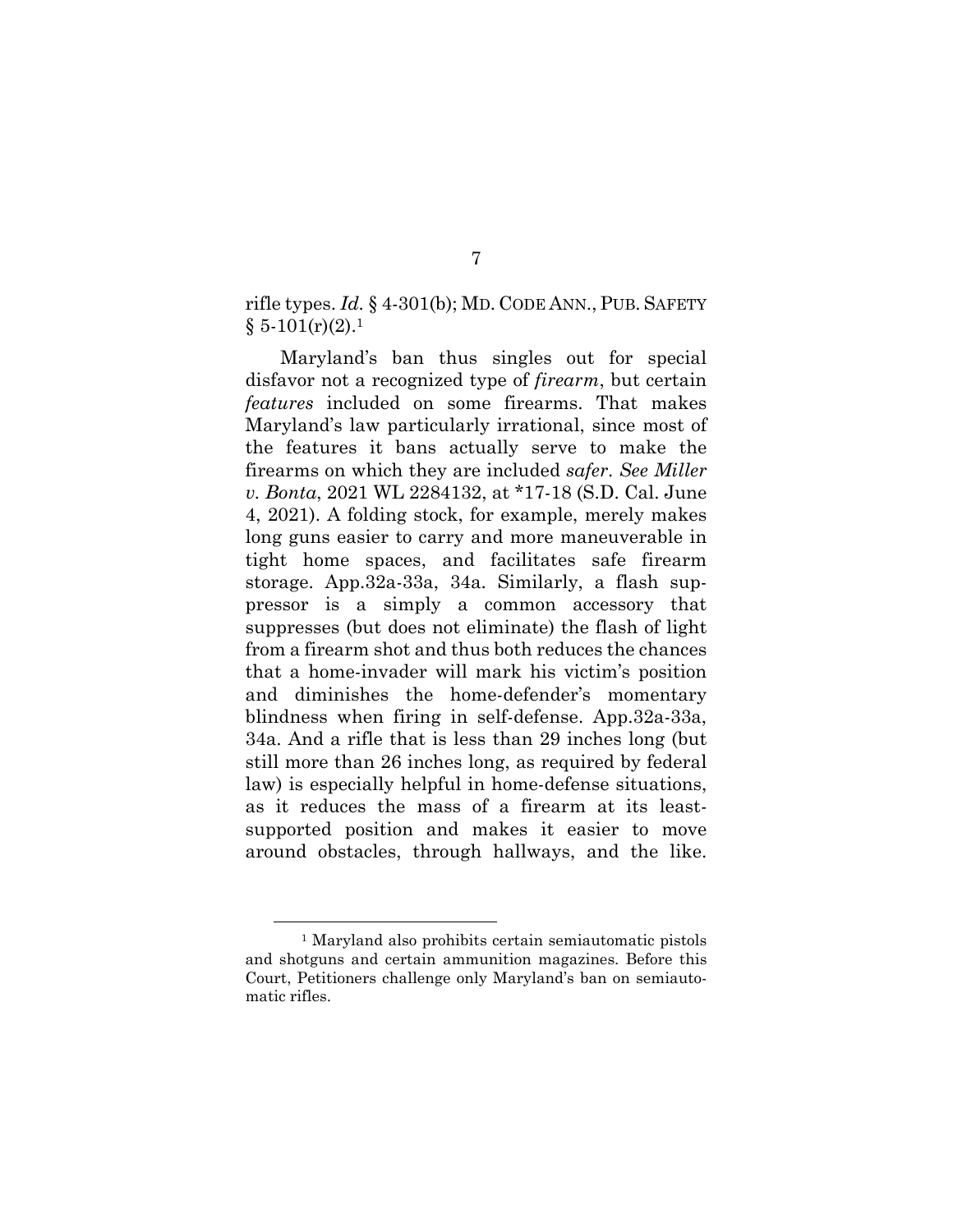rifle types. *Id.* § 4-301(b); MD. CODE ANN., PUB. SAFETY § 5-101(r)(2).[1]

Maryland's ban thus singles out for special disfavor not a recognized type of *firearm*, but certain *features* included on some firearms. That makes Maryland's law particularly irrational, since most of the features it bans actually serve to make the firearms on which they are included *safer*. *See Miller v. Bonta*, 2021 WL 2284132, at *17-18 (S.D. Cal. June 4, 2021). A folding stock, for example, merely makes long guns easier to carry and more maneuverable in tight home spaces, and facilitates safe firearm storage. App.32a-33a, 34a. Similarly, a flash suppressor is a simply a common accessory that suppresses (but does not eliminate) the flash of light from a firearm shot and thus both reduces the chances that a home-invader will mark his victim's position and diminishes the home-defender's momentary blindness when firing in self-defense. App.32a-33a, 34a. And a rifle that is less than 29 inches long (but still more than 26 inches long, as required by federal law) is especially helpful in home-defense situations, as it reduces the mass of a firearm at its least-supported position and makes it easier to move around obstacles, through hallways, and the like.

[1] Maryland also prohibits certain semiautomatic pistols and shotguns and certain ammunition magazines. Before this Court, Petitioners challenge only Maryland's ban on semiautomatic rifles.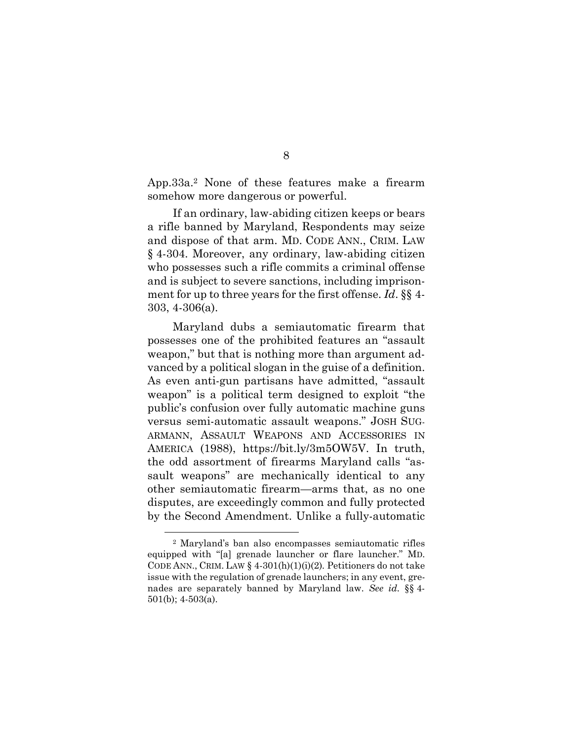App.33a.[2] None of these features make a firearm somehow more dangerous or powerful.

If an ordinary, law-abiding citizen keeps or bears a rifle banned by Maryland, Respondents may seize and dispose of that arm. MD. CODE ANN., CRIM. LAW § 4-304. Moreover, any ordinary, law-abiding citizen who possesses such a rifle commits a criminal offense and is subject to severe sanctions, including imprisonment for up to three years for the first offense. *Id*. §§ 4-303, 4-306(a).

Maryland dubs a semiautomatic firearm that possesses one of the prohibited features an "assault weapon," but that is nothing more than argument advanced by a political slogan in the guise of a definition. As even anti-gun partisans have admitted, "assault weapon" is a political term designed to exploit "the public's confusion over fully automatic machine guns versus semi-automatic assault weapons." JOSH SUGARMANN, ASSAULT WEAPONS AND ACCESSORIES IN AMERICA (1988), https://bit.ly/3m5OW5V. In truth, the odd assortment of firearms Maryland calls "assault weapons" are mechanically identical to any other semiautomatic firearm—arms that, as no one disputes, are exceedingly common and fully protected by the Second Amendment. Unlike a fully-automatic

---

[2] Maryland's ban also encompasses semiautomatic rifles equipped with "[a] grenade launcher or flare launcher." MD. CODE ANN., CRIM. LAW § 4-301(h)(1)(i)(2). Petitioners do not take issue with the regulation of grenade launchers; in any event, grenades are separately banned by Maryland law. *See id.* §§ 4-501(b); 4-503(a).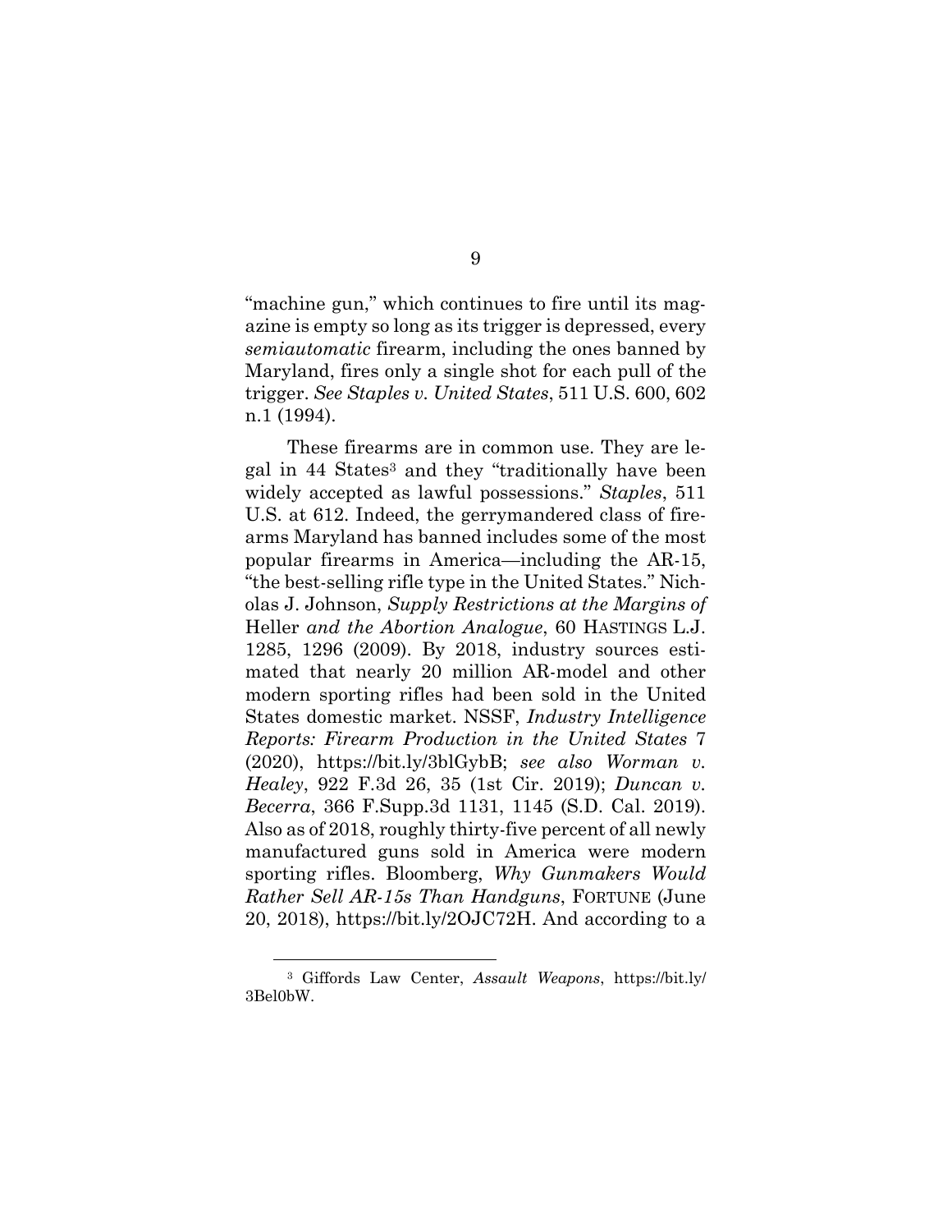"machine gun," which continues to fire until its magazine is empty so long as its trigger is depressed, every *semiautomatic* firearm, including the ones banned by Maryland, fires only a single shot for each pull of the trigger. *See Staples v. United States*, 511 U.S. 600, 602 n.1 (1994).

These firearms are in common use. They are legal in 44 States[3] and they "traditionally have been widely accepted as lawful possessions." *Staples*, 511 U.S. at 612. Indeed, the gerrymandered class of firearms Maryland has banned includes some of the most popular firearms in America—including the AR-15, "the best-selling rifle type in the United States." Nicholas J. Johnson, *Supply Restrictions at the Margins of* Heller *and the Abortion Analogue*, 60 HASTINGS L.J. 1285, 1296 (2009). By 2018, industry sources estimated that nearly 20 million AR-model and other modern sporting rifles had been sold in the United States domestic market. NSSF, *Industry Intelligence Reports: Firearm Production in the United States* 7 (2020), https://bit.ly/3blGybB; *see also Worman v. Healey*, 922 F.3d 26, 35 (1st Cir. 2019); *Duncan v. Becerra*, 366 F.Supp.3d 1131, 1145 (S.D. Cal. 2019). Also as of 2018, roughly thirty-five percent of all newly manufactured guns sold in America were modern sporting rifles. Bloomberg, *Why Gunmakers Would Rather Sell AR-15s Than Handguns*, FORTUNE (June 20, 2018), https://bit.ly/2OJC72H. And according to a

---

[3] Giffords Law Center, *Assault Weapons*, https://bit.ly/3Bel0bW.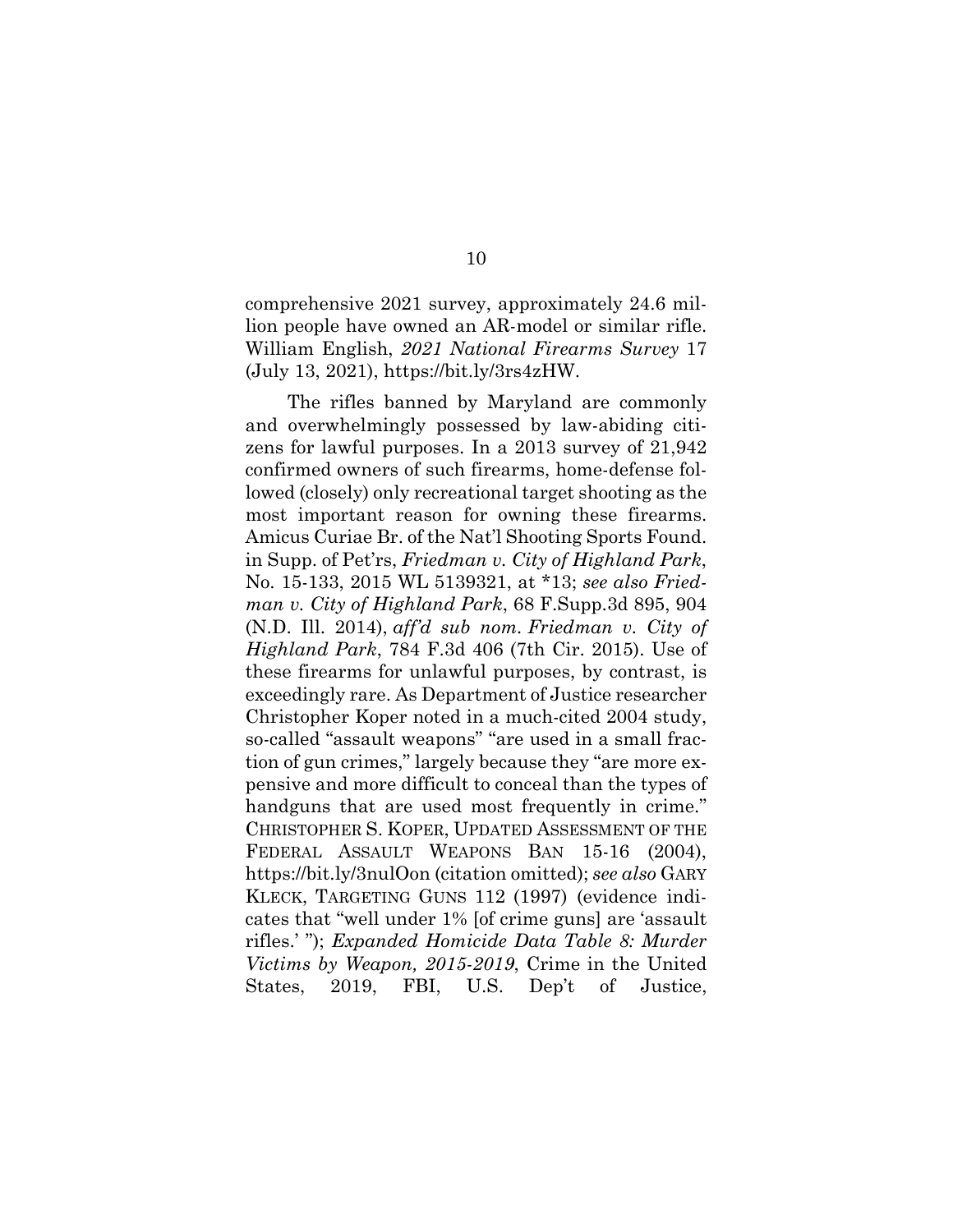comprehensive 2021 survey, approximately 24.6 million people have owned an AR-model or similar rifle. William English, *2021 National Firearms Survey* 17 (July 13, 2021), https://bit.ly/3rs4zHW.

The rifles banned by Maryland are commonly and overwhelmingly possessed by law-abiding citizens for lawful purposes. In a 2013 survey of 21,942 confirmed owners of such firearms, home-defense followed (closely) only recreational target shooting as the most important reason for owning these firearms. Amicus Curiae Br. of the Nat'l Shooting Sports Found. in Supp. of Pet'rs, *Friedman v. City of Highland Park*, No. 15-133, 2015 WL 5139321, at *13; *see also Friedman v. City of Highland Park*, 68 F.Supp.3d 895, 904 (N.D. Ill. 2014), *aff'd sub nom. Friedman v. City of Highland Park*, 784 F.3d 406 (7th Cir. 2015). Use of these firearms for unlawful purposes, by contrast, is exceedingly rare. As Department of Justice researcher Christopher Koper noted in a much-cited 2004 study, so-called "assault weapons" "are used in a small fraction of gun crimes," largely because they "are more expensive and more difficult to conceal than the types of handguns that are used most frequently in crime." CHRISTOPHER S. KOPER, UPDATED ASSESSMENT OF THE FEDERAL ASSAULT WEAPONS BAN 15-16 (2004), https://bit.ly/3nulOon (citation omitted); *see also* GARY KLECK, TARGETING GUNS 112 (1997) (evidence indicates that "well under 1% [of crime guns] are 'assault rifles.' "); *Expanded Homicide Data Table 8: Murder Victims by Weapon, 2015-2019*, Crime in the United States, 2019, FBI, U.S. Dep't of Justice,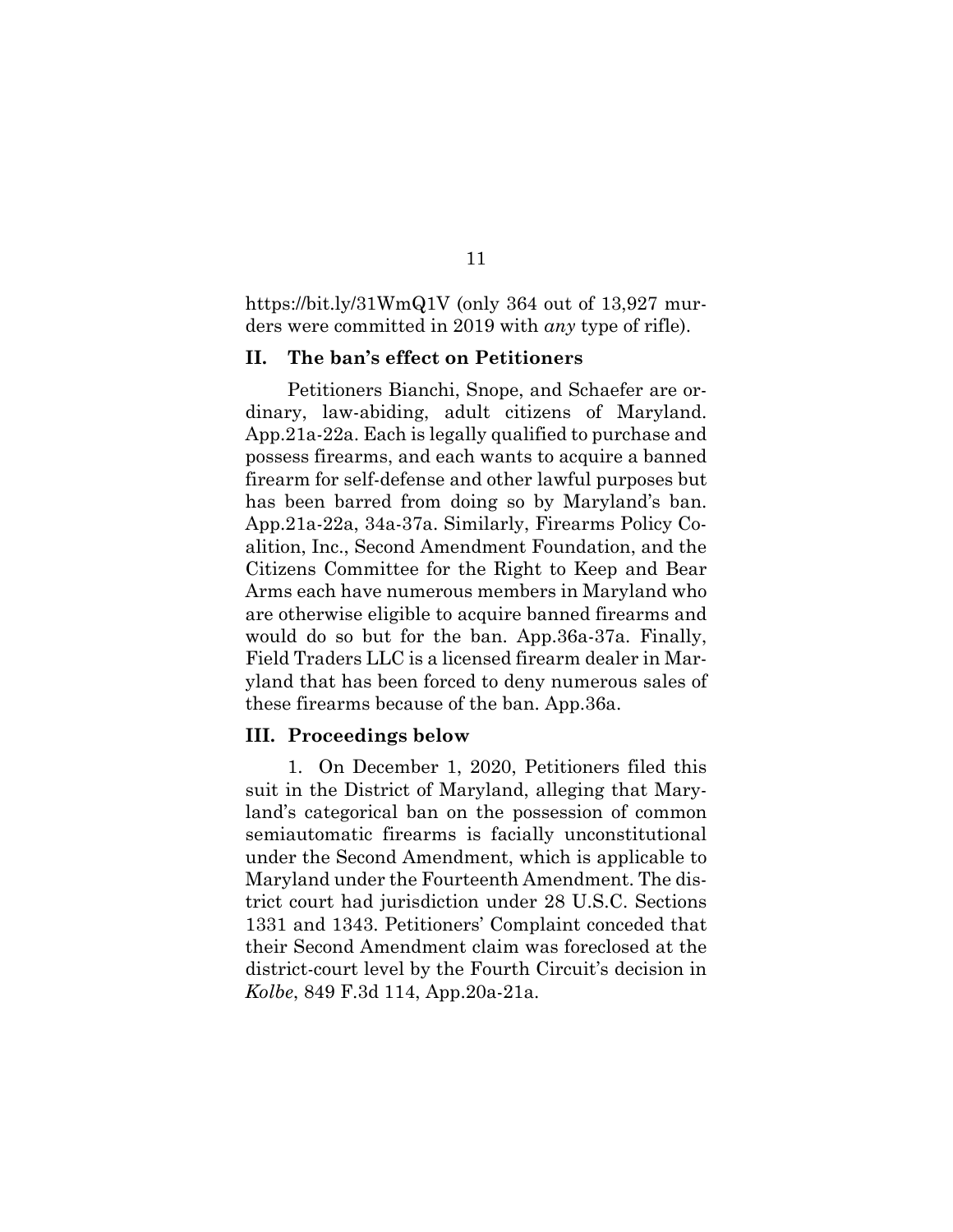https://bit.ly/31WmQ1V (only 364 out of 13,927 murders were committed in 2019 with *any* type of rifle).

## II. The ban's effect on Petitioners

Petitioners Bianchi, Snope, and Schaefer are ordinary, law-abiding, adult citizens of Maryland. App.21a-22a. Each is legally qualified to purchase and possess firearms, and each wants to acquire a banned firearm for self-defense and other lawful purposes but has been barred from doing so by Maryland's ban. App.21a-22a, 34a-37a. Similarly, Firearms Policy Coalition, Inc., Second Amendment Foundation, and the Citizens Committee for the Right to Keep and Bear Arms each have numerous members in Maryland who are otherwise eligible to acquire banned firearms and would do so but for the ban. App.36a-37a. Finally, Field Traders LLC is a licensed firearm dealer in Maryland that has been forced to deny numerous sales of these firearms because of the ban. App.36a.

## III. Proceedings below

1. On December 1, 2020, Petitioners filed this suit in the District of Maryland, alleging that Maryland's categorical ban on the possession of common semiautomatic firearms is facially unconstitutional under the Second Amendment, which is applicable to Maryland under the Fourteenth Amendment. The district court had jurisdiction under 28 U.S.C. Sections 1331 and 1343. Petitioners' Complaint conceded that their Second Amendment claim was foreclosed at the district-court level by the Fourth Circuit's decision in *Kolbe*, 849 F.3d 114, App.20a-21a.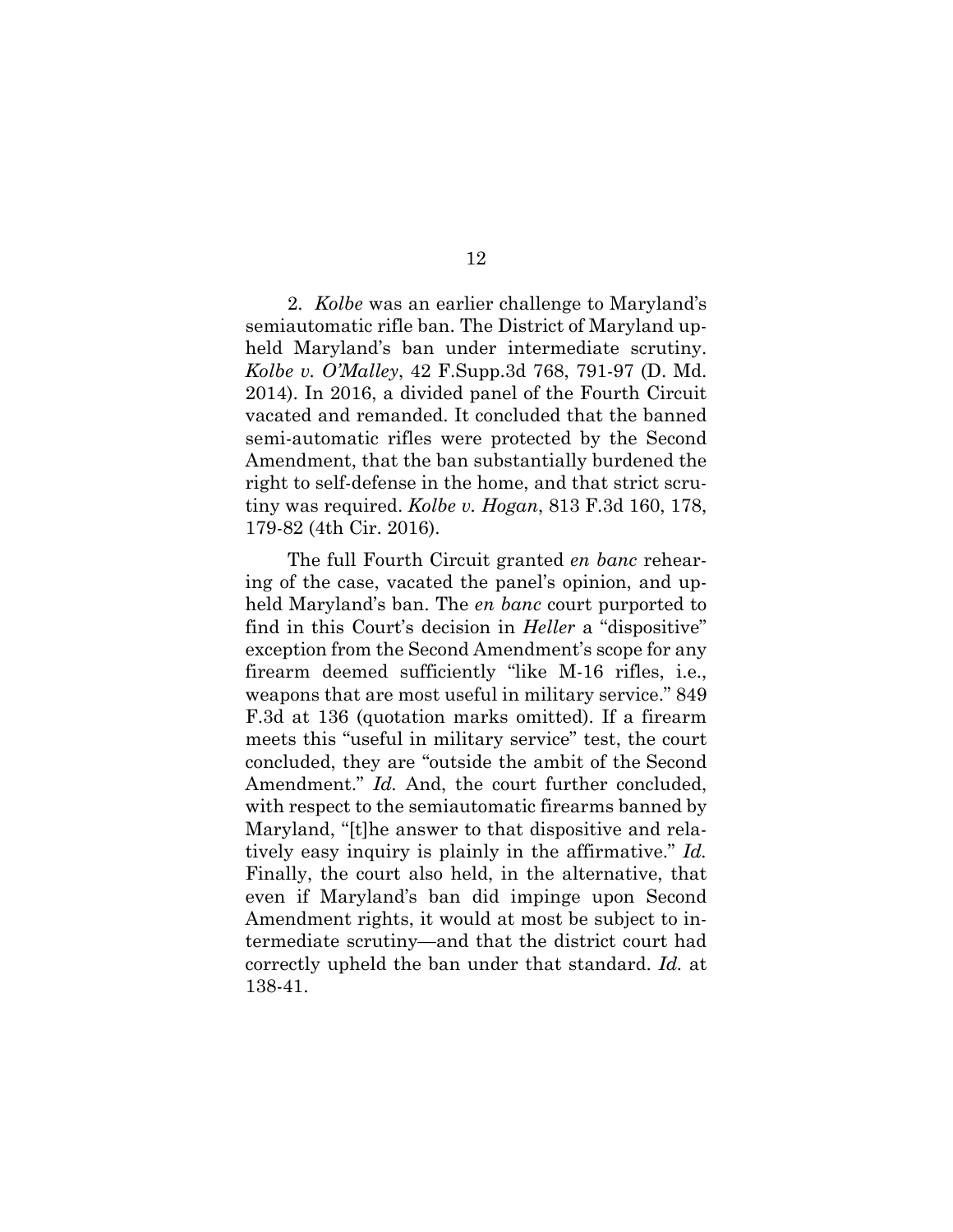2. *Kolbe* was an earlier challenge to Maryland's semiautomatic rifle ban. The District of Maryland upheld Maryland's ban under intermediate scrutiny. *Kolbe v. O'Malley*, 42 F.Supp.3d 768, 791-97 (D. Md. 2014). In 2016, a divided panel of the Fourth Circuit vacated and remanded. It concluded that the banned semi-automatic rifles were protected by the Second Amendment, that the ban substantially burdened the right to self-defense in the home, and that strict scrutiny was required. *Kolbe v. Hogan*, 813 F.3d 160, 178, 179-82 (4th Cir. 2016).

The full Fourth Circuit granted *en banc* rehearing of the case, vacated the panel's opinion, and upheld Maryland's ban. The *en banc* court purported to find in this Court's decision in *Heller* a "dispositive" exception from the Second Amendment's scope for any firearm deemed sufficiently "like M-16 rifles, i.e., weapons that are most useful in military service." 849 F.3d at 136 (quotation marks omitted). If a firearm meets this "useful in military service" test, the court concluded, they are "outside the ambit of the Second Amendment." *Id.* And, the court further concluded, with respect to the semiautomatic firearms banned by Maryland, "[t]he answer to that dispositive and relatively easy inquiry is plainly in the affirmative." *Id.* Finally, the court also held, in the alternative, that even if Maryland's ban did impinge upon Second Amendment rights, it would at most be subject to intermediate scrutiny—and that the district court had correctly upheld the ban under that standard. *Id.* at 138-41.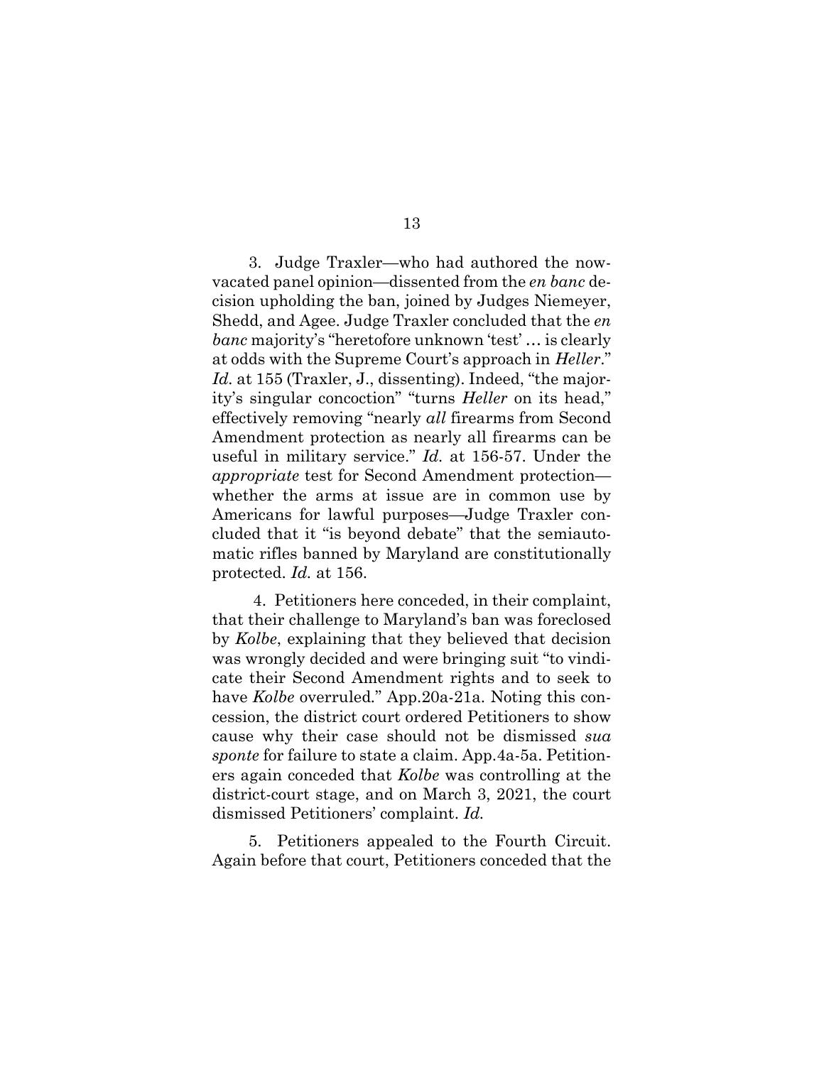3. Judge Traxler—who had authored the now-vacated panel opinion—dissented from the *en banc* decision upholding the ban, joined by Judges Niemeyer, Shedd, and Agee. Judge Traxler concluded that the *en banc* majority's "heretofore unknown 'test' … is clearly at odds with the Supreme Court's approach in *Heller*." *Id.* at 155 (Traxler, J., dissenting). Indeed, "the majority's singular concoction" "turns *Heller* on its head," effectively removing "nearly *all* firearms from Second Amendment protection as nearly all firearms can be useful in military service." *Id.* at 156-57. Under the *appropriate* test for Second Amendment protection—whether the arms at issue are in common use by Americans for lawful purposes—Judge Traxler concluded that it "is beyond debate" that the semiautomatic rifles banned by Maryland are constitutionally protected. *Id.* at 156.

4. Petitioners here conceded, in their complaint, that their challenge to Maryland's ban was foreclosed by *Kolbe*, explaining that they believed that decision was wrongly decided and were bringing suit "to vindicate their Second Amendment rights and to seek to have *Kolbe* overruled." App.20a-21a. Noting this concession, the district court ordered Petitioners to show cause why their case should not be dismissed *sua sponte* for failure to state a claim. App.4a-5a. Petitioners again conceded that *Kolbe* was controlling at the district-court stage, and on March 3, 2021, the court dismissed Petitioners' complaint. *Id.*

5. Petitioners appealed to the Fourth Circuit. Again before that court, Petitioners conceded that the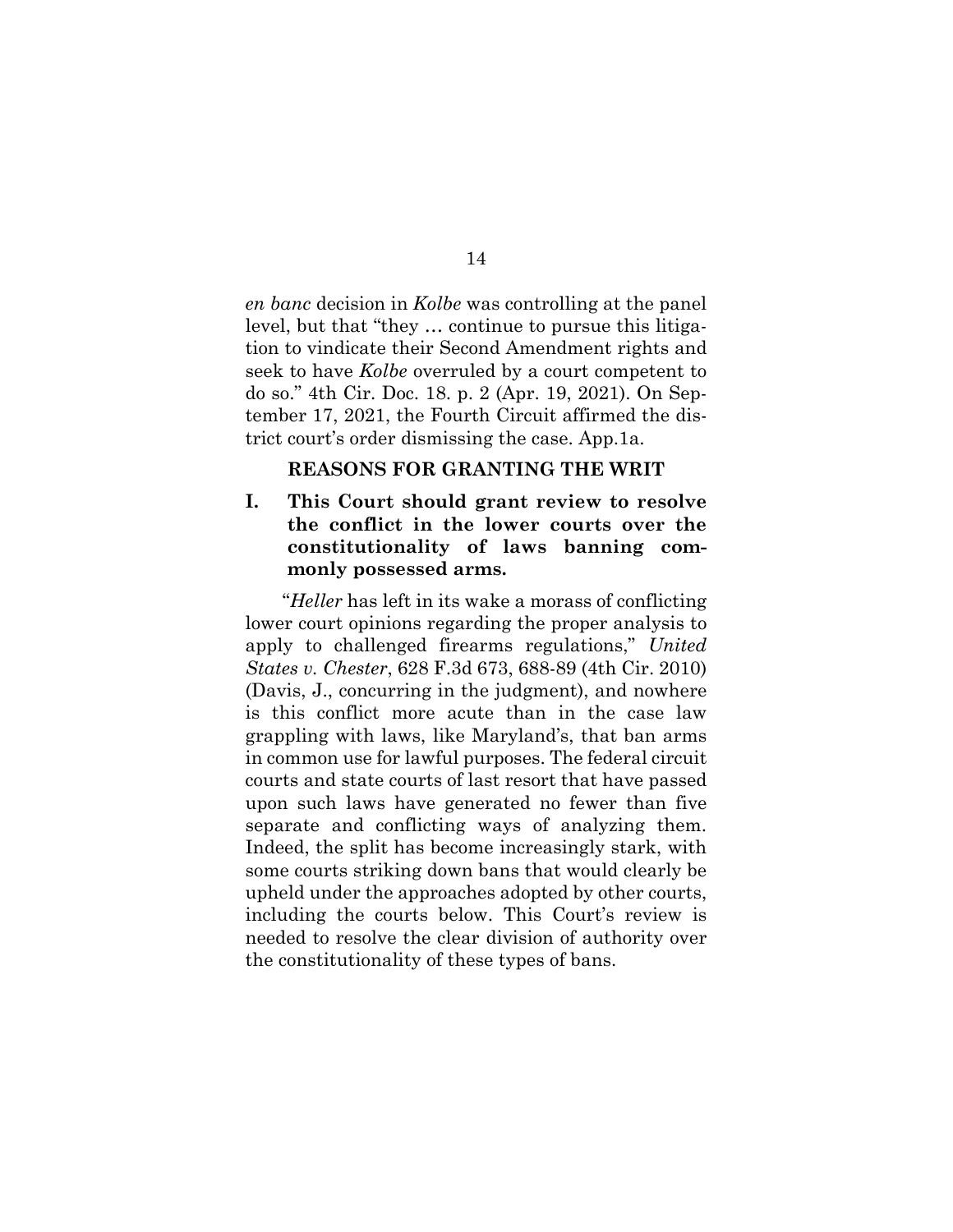*en banc* decision in *Kolbe* was controlling at the panel level, but that "they … continue to pursue this litigation to vindicate their Second Amendment rights and seek to have *Kolbe* overruled by a court competent to do so." 4th Cir. Doc. 18. p. 2 (Apr. 19, 2021). On September 17, 2021, the Fourth Circuit affirmed the district court's order dismissing the case. App.1a.

## REASONS FOR GRANTING THE WRIT

### I. This Court should grant review to resolve the conflict in the lower courts over the constitutionality of laws banning commonly possessed arms.

"*Heller* has left in its wake a morass of conflicting lower court opinions regarding the proper analysis to apply to challenged firearms regulations," *United States v. Chester*, 628 F.3d 673, 688-89 (4th Cir. 2010) (Davis, J., concurring in the judgment), and nowhere is this conflict more acute than in the case law grappling with laws, like Maryland's, that ban arms in common use for lawful purposes. The federal circuit courts and state courts of last resort that have passed upon such laws have generated no fewer than five separate and conflicting ways of analyzing them. Indeed, the split has become increasingly stark, with some courts striking down bans that would clearly be upheld under the approaches adopted by other courts, including the courts below. This Court's review is needed to resolve the clear division of authority over the constitutionality of these types of bans.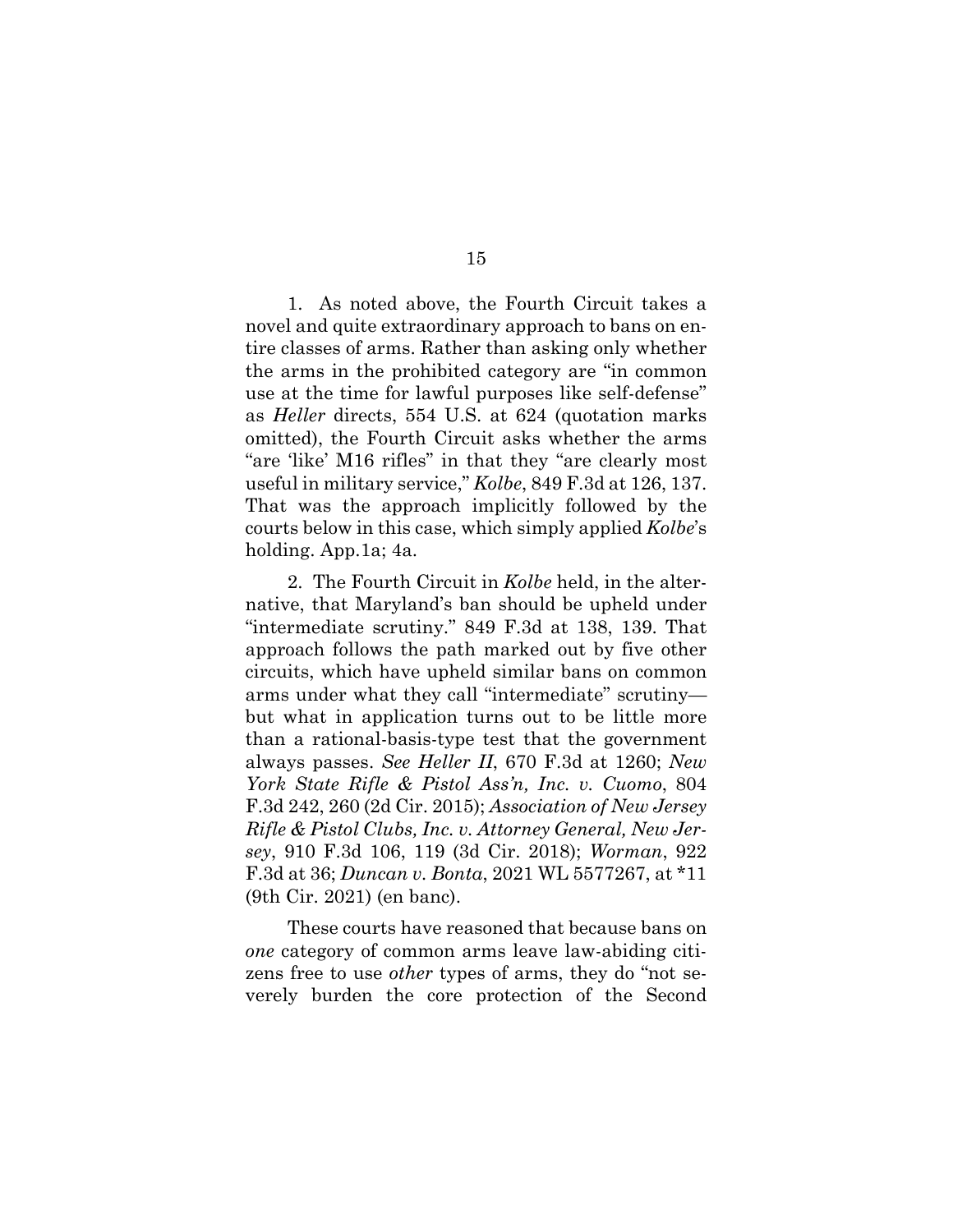1. As noted above, the Fourth Circuit takes a novel and quite extraordinary approach to bans on entire classes of arms. Rather than asking only whether the arms in the prohibited category are "in common use at the time for lawful purposes like self-defense" as *Heller* directs, 554 U.S. at 624 (quotation marks omitted), the Fourth Circuit asks whether the arms "are 'like' M16 rifles" in that they "are clearly most useful in military service," *Kolbe*, 849 F.3d at 126, 137. That was the approach implicitly followed by the courts below in this case, which simply applied *Kolbe*'s holding. App.1a; 4a.

2. The Fourth Circuit in *Kolbe* held, in the alternative, that Maryland's ban should be upheld under "intermediate scrutiny." 849 F.3d at 138, 139. That approach follows the path marked out by five other circuits, which have upheld similar bans on common arms under what they call "intermediate" scrutiny—but what in application turns out to be little more than a rational-basis-type test that the government always passes. *See Heller II*, 670 F.3d at 1260; *New York State Rifle & Pistol Ass'n, Inc. v. Cuomo*, 804 F.3d 242, 260 (2d Cir. 2015); *Association of New Jersey Rifle & Pistol Clubs, Inc. v. Attorney General, New Jersey*, 910 F.3d 106, 119 (3d Cir. 2018); *Worman*, 922 F.3d at 36; *Duncan v. Bonta*, 2021 WL 5577267, at *11 (9th Cir. 2021) (en banc).

These courts have reasoned that because bans on *one* category of common arms leave law-abiding citizens free to use *other* types of arms, they do "not severely burden the core protection of the Second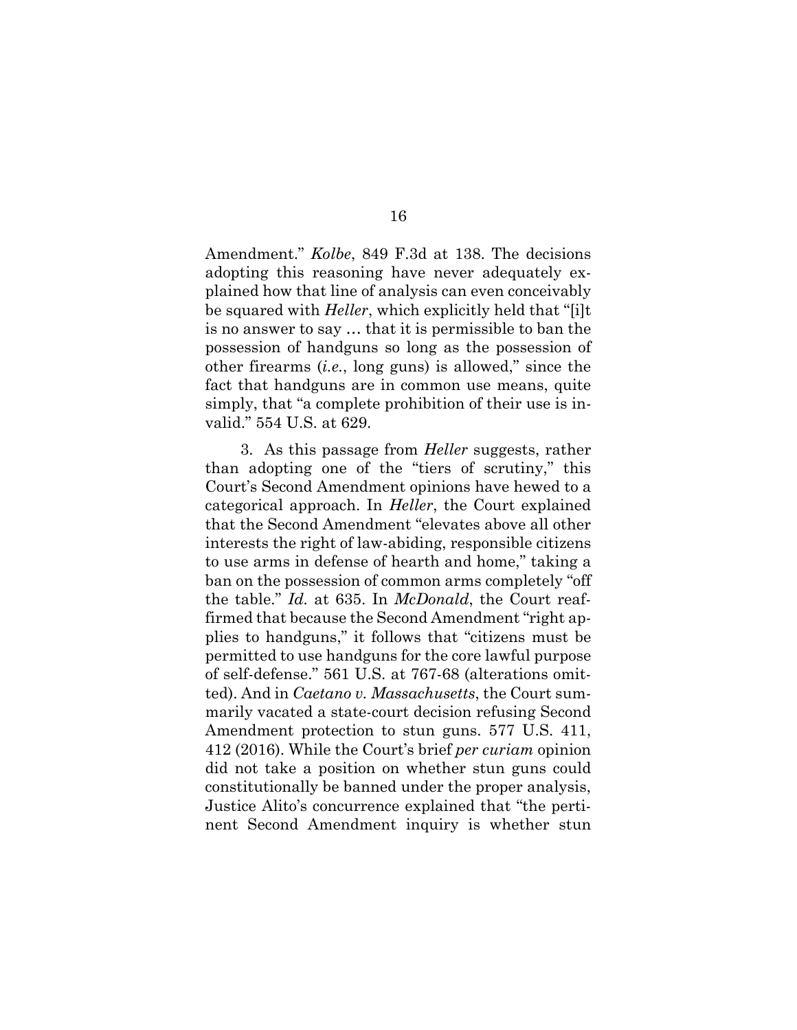Amendment." *Kolbe*, 849 F.3d at 138. The decisions adopting this reasoning have never adequately explained how that line of analysis can even conceivably be squared with *Heller*, which explicitly held that "[i]t is no answer to say … that it is permissible to ban the possession of handguns so long as the possession of other firearms (*i.e.*, long guns) is allowed," since the fact that handguns are in common use means, quite simply, that "a complete prohibition of their use is invalid." 554 U.S. at 629.

3. As this passage from *Heller* suggests, rather than adopting one of the "tiers of scrutiny," this Court's Second Amendment opinions have hewed to a categorical approach. In *Heller*, the Court explained that the Second Amendment "elevates above all other interests the right of law-abiding, responsible citizens to use arms in defense of hearth and home," taking a ban on the possession of common arms completely "off the table." *Id.* at 635. In *McDonald*, the Court reaffirmed that because the Second Amendment "right applies to handguns," it follows that "citizens must be permitted to use handguns for the core lawful purpose of self-defense." 561 U.S. at 767-68 (alterations omitted). And in *Caetano v. Massachusetts*, the Court summarily vacated a state-court decision refusing Second Amendment protection to stun guns. 577 U.S. 411, 412 (2016). While the Court's brief *per curiam* opinion did not take a position on whether stun guns could constitutionally be banned under the proper analysis, Justice Alito's concurrence explained that "the pertinent Second Amendment inquiry is whether stun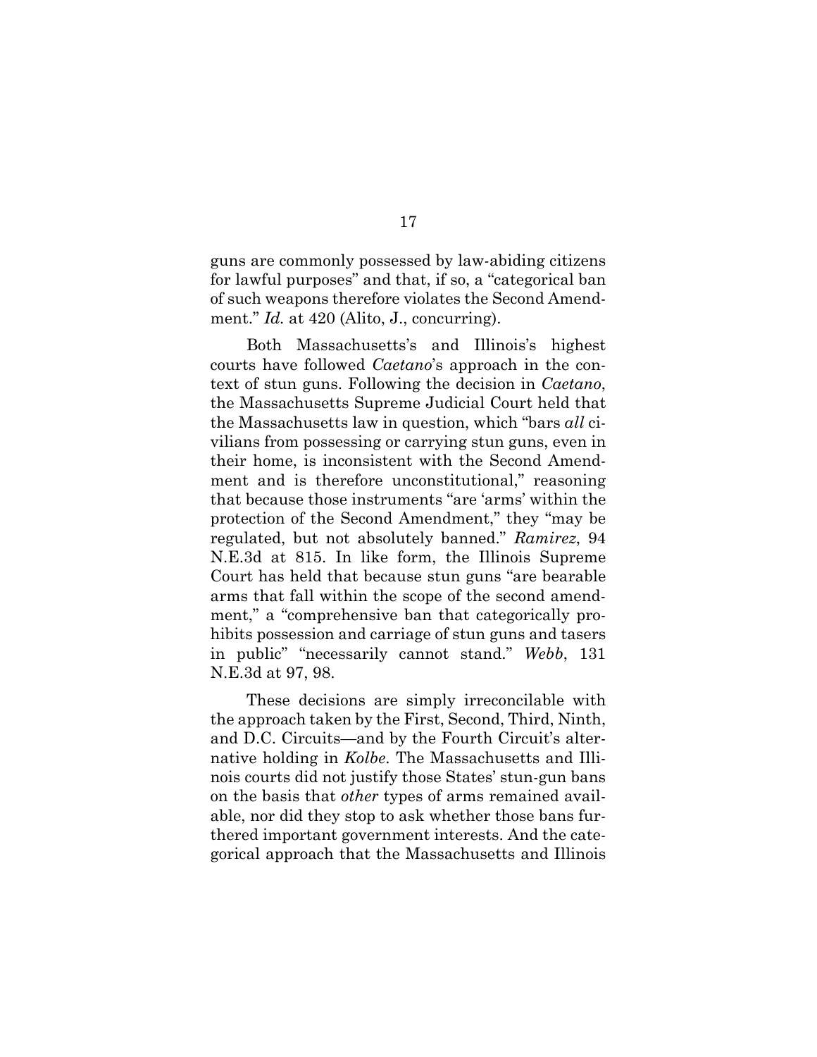guns are commonly possessed by law-abiding citizens for lawful purposes" and that, if so, a "categorical ban of such weapons therefore violates the Second Amendment." *Id.* at 420 (Alito, J., concurring).

Both Massachusetts's and Illinois's highest courts have followed *Caetano*'s approach in the context of stun guns. Following the decision in *Caetano*, the Massachusetts Supreme Judicial Court held that the Massachusetts law in question, which "bars *all* civilians from possessing or carrying stun guns, even in their home, is inconsistent with the Second Amendment and is therefore unconstitutional," reasoning that because those instruments "are 'arms' within the protection of the Second Amendment," they "may be regulated, but not absolutely banned." *Ramirez*, 94 N.E.3d at 815. In like form, the Illinois Supreme Court has held that because stun guns "are bearable arms that fall within the scope of the second amendment," a "comprehensive ban that categorically prohibits possession and carriage of stun guns and tasers in public" "necessarily cannot stand." *Webb*, 131 N.E.3d at 97, 98.

These decisions are simply irreconcilable with the approach taken by the First, Second, Third, Ninth, and D.C. Circuits—and by the Fourth Circuit's alternative holding in *Kolbe*. The Massachusetts and Illinois courts did not justify those States' stun-gun bans on the basis that *other* types of arms remained available, nor did they stop to ask whether those bans furthered important government interests. And the categorical approach that the Massachusetts and Illinois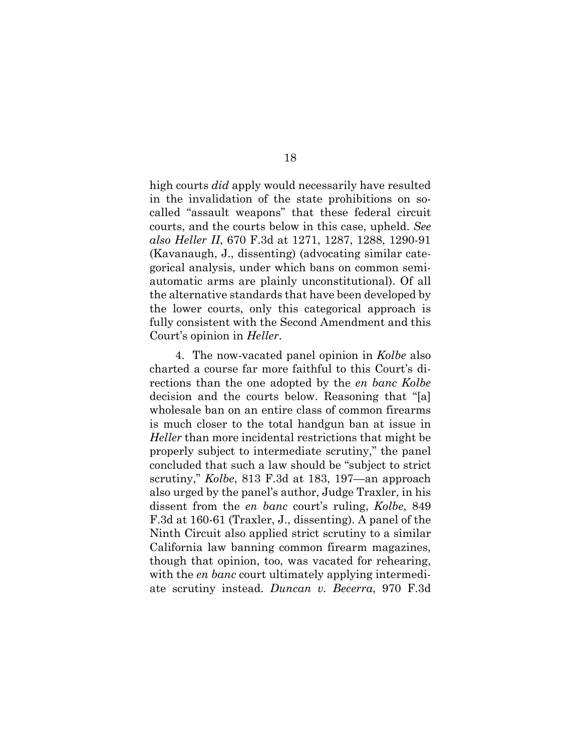high courts *did* apply would necessarily have resulted in the invalidation of the state prohibitions on so-called "assault weapons" that these federal circuit courts, and the courts below in this case, upheld. *See also Heller II*, 670 F.3d at 1271, 1287, 1288, 1290-91 (Kavanaugh, J., dissenting) (advocating similar categorical analysis, under which bans on common semi-automatic arms are plainly unconstitutional). Of all the alternative standards that have been developed by the lower courts, only this categorical approach is fully consistent with the Second Amendment and this Court's opinion in *Heller*.

4. The now-vacated panel opinion in *Kolbe* also charted a course far more faithful to this Court's directions than the one adopted by the *en banc Kolbe* decision and the courts below. Reasoning that "[a] wholesale ban on an entire class of common firearms is much closer to the total handgun ban at issue in *Heller* than more incidental restrictions that might be properly subject to intermediate scrutiny," the panel concluded that such a law should be "subject to strict scrutiny," *Kolbe*, 813 F.3d at 183, 197—an approach also urged by the panel's author, Judge Traxler, in his dissent from the *en banc* court's ruling, *Kolbe*, 849 F.3d at 160-61 (Traxler, J., dissenting). A panel of the Ninth Circuit also applied strict scrutiny to a similar California law banning common firearm magazines, though that opinion, too, was vacated for rehearing, with the *en banc* court ultimately applying intermediate scrutiny instead. *Duncan v. Becerra*, 970 F.3d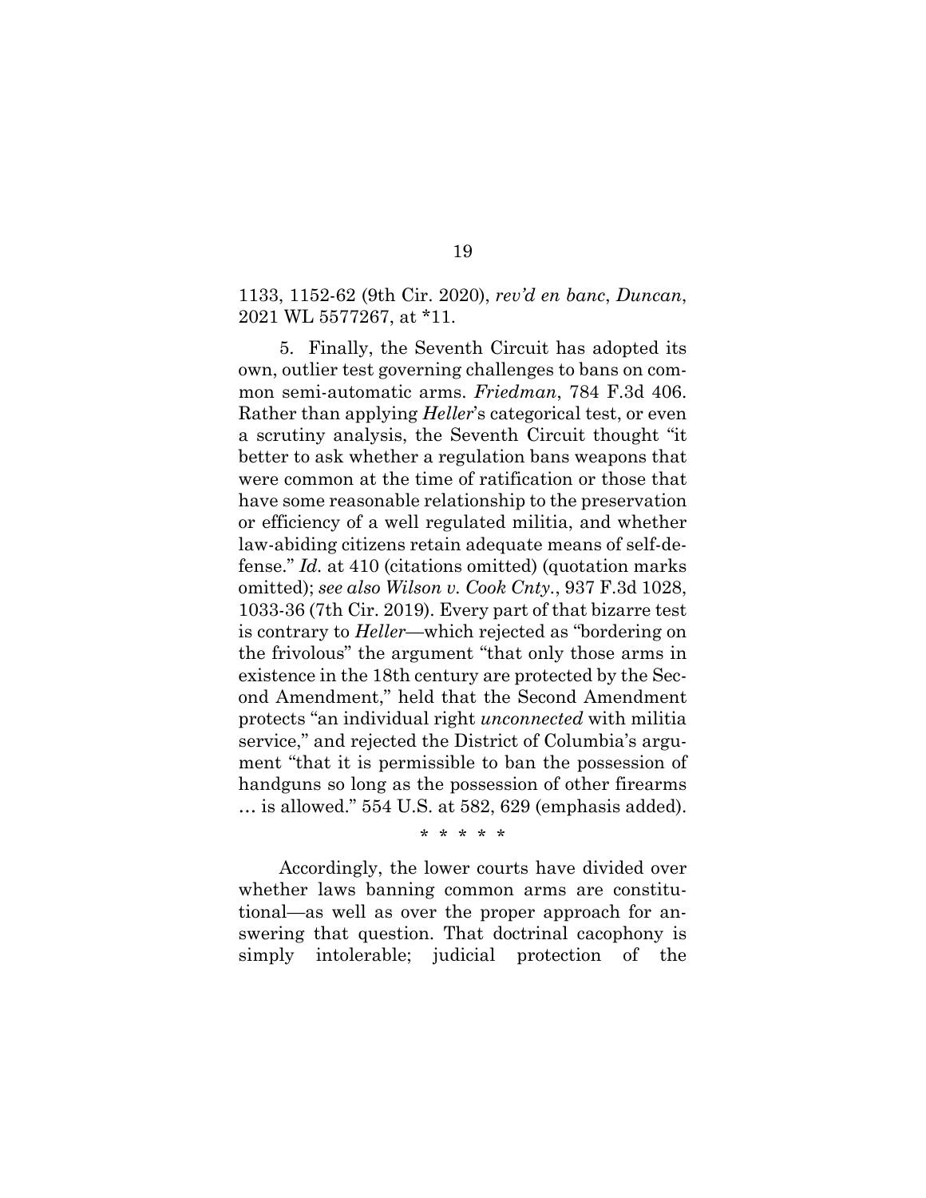1133, 1152-62 (9th Cir. 2020), *rev'd en banc*, *Duncan*, 2021 WL 5577267, at *11.

5. Finally, the Seventh Circuit has adopted its own, outlier test governing challenges to bans on common semi-automatic arms. *Friedman*, 784 F.3d 406. Rather than applying *Heller*'s categorical test, or even a scrutiny analysis, the Seventh Circuit thought "it better to ask whether a regulation bans weapons that were common at the time of ratification or those that have some reasonable relationship to the preservation or efficiency of a well regulated militia, and whether law-abiding citizens retain adequate means of self-defense." *Id.* at 410 (citations omitted) (quotation marks omitted); *see also Wilson v. Cook Cnty.*, 937 F.3d 1028, 1033-36 (7th Cir. 2019). Every part of that bizarre test is contrary to *Heller*—which rejected as "bordering on the frivolous" the argument "that only those arms in existence in the 18th century are protected by the Second Amendment," held that the Second Amendment protects "an individual right *unconnected* with militia service," and rejected the District of Columbia's argument "that it is permissible to ban the possession of handguns so long as the possession of other firearms … is allowed." 554 U.S. at 582, 629 (emphasis added).

\* \* \* \* \*

Accordingly, the lower courts have divided over whether laws banning common arms are constitutional—as well as over the proper approach for answering that question. That doctrinal cacophony is simply intolerable; judicial protection of the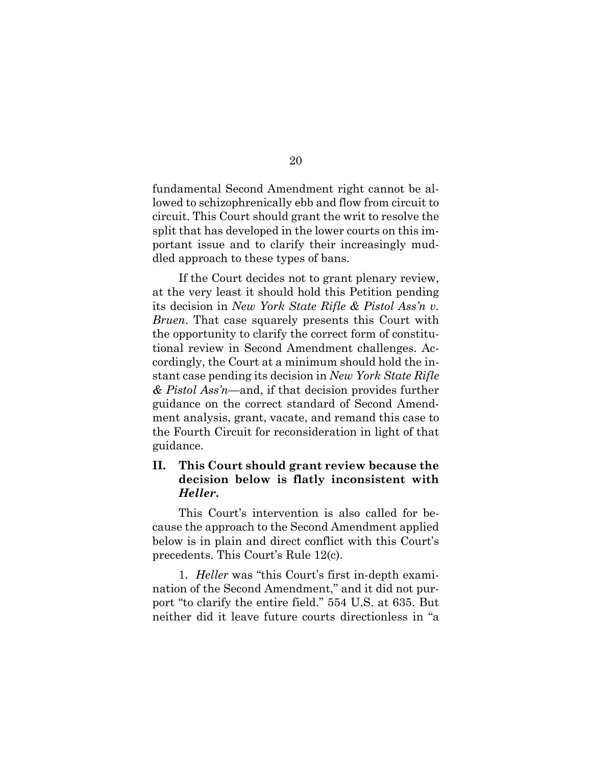fundamental Second Amendment right cannot be allowed to schizophrenically ebb and flow from circuit to circuit. This Court should grant the writ to resolve the split that has developed in the lower courts on this important issue and to clarify their increasingly muddled approach to these types of bans.

If the Court decides not to grant plenary review, at the very least it should hold this Petition pending its decision in *New York State Rifle & Pistol Ass'n v. Bruen*. That case squarely presents this Court with the opportunity to clarify the correct form of constitutional review in Second Amendment challenges. Accordingly, the Court at a minimum should hold the instant case pending its decision in *New York State Rifle & Pistol Ass'n*—and, if that decision provides further guidance on the correct standard of Second Amendment analysis, grant, vacate, and remand this case to the Fourth Circuit for reconsideration in light of that guidance.

## II. This Court should grant review because the decision below is flatly inconsistent with *Heller*.

This Court's intervention is also called for because the approach to the Second Amendment applied below is in plain and direct conflict with this Court's precedents. This Court's Rule 12(c).

1. *Heller* was "this Court's first in-depth examination of the Second Amendment," and it did not purport "to clarify the entire field." 554 U.S. at 635. But neither did it leave future courts directionless in "a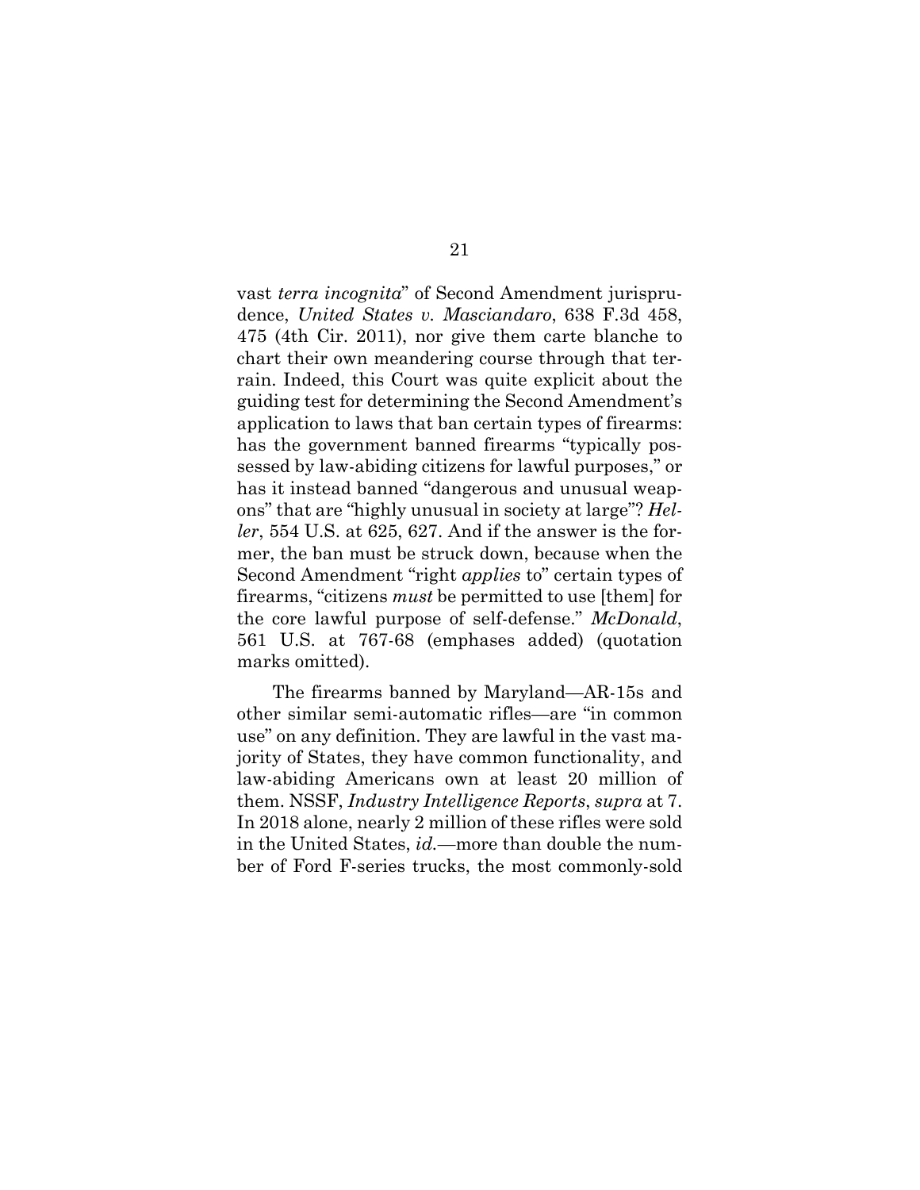vast *terra incognita*" of Second Amendment jurisprudence, *United States v. Masciandaro*, 638 F.3d 458, 475 (4th Cir. 2011), nor give them carte blanche to chart their own meandering course through that terrain. Indeed, this Court was quite explicit about the guiding test for determining the Second Amendment's application to laws that ban certain types of firearms: has the government banned firearms "typically possessed by law-abiding citizens for lawful purposes," or has it instead banned "dangerous and unusual weapons" that are "highly unusual in society at large"? *Heller*, 554 U.S. at 625, 627. And if the answer is the former, the ban must be struck down, because when the Second Amendment "right *applies* to" certain types of firearms, "citizens *must* be permitted to use [them] for the core lawful purpose of self-defense." *McDonald*, 561 U.S. at 767-68 (emphases added) (quotation marks omitted).

The firearms banned by Maryland—AR-15s and other similar semi-automatic rifles—are "in common use" on any definition. They are lawful in the vast majority of States, they have common functionality, and law-abiding Americans own at least 20 million of them. NSSF, *Industry Intelligence Reports*, *supra* at 7. In 2018 alone, nearly 2 million of these rifles were sold in the United States, *id.*—more than double the number of Ford F-series trucks, the most commonly-sold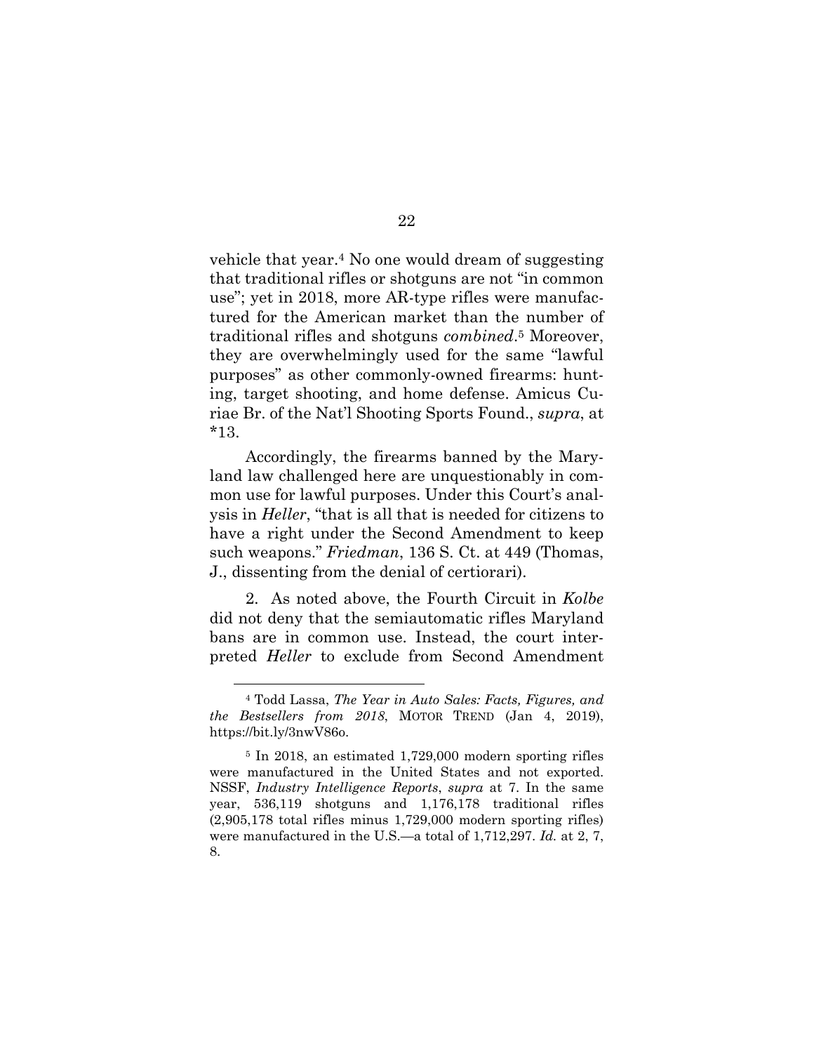vehicle that year.[4] No one would dream of suggesting that traditional rifles or shotguns are not "in common use"; yet in 2018, more AR-type rifles were manufactured for the American market than the number of traditional rifles and shotguns *combined*.[5] Moreover, they are overwhelmingly used for the same "lawful purposes" as other commonly-owned firearms: hunting, target shooting, and home defense. Amicus Curiae Br. of the Nat'l Shooting Sports Found., *supra*, at *13.

Accordingly, the firearms banned by the Maryland law challenged here are unquestionably in common use for lawful purposes. Under this Court's analysis in *Heller*, "that is all that is needed for citizens to have a right under the Second Amendment to keep such weapons." *Friedman*, 136 S. Ct. at 449 (Thomas, J., dissenting from the denial of certiorari).

2. As noted above, the Fourth Circuit in *Kolbe* did not deny that the semiautomatic rifles Maryland bans are in common use. Instead, the court interpreted *Heller* to exclude from Second Amendment

---

[4] Todd Lassa, *The Year in Auto Sales: Facts, Figures, and the Bestsellers from 2018*, MOTOR TREND (Jan 4, 2019), https://bit.ly/3nwV86o.

[5] In 2018, an estimated 1,729,000 modern sporting rifles were manufactured in the United States and not exported. NSSF, *Industry Intelligence Reports*, *supra* at 7. In the same year, 536,119 shotguns and 1,176,178 traditional rifles (2,905,178 total rifles minus 1,729,000 modern sporting rifles) were manufactured in the U.S.—a total of 1,712,297. *Id.* at 2, 7, 8.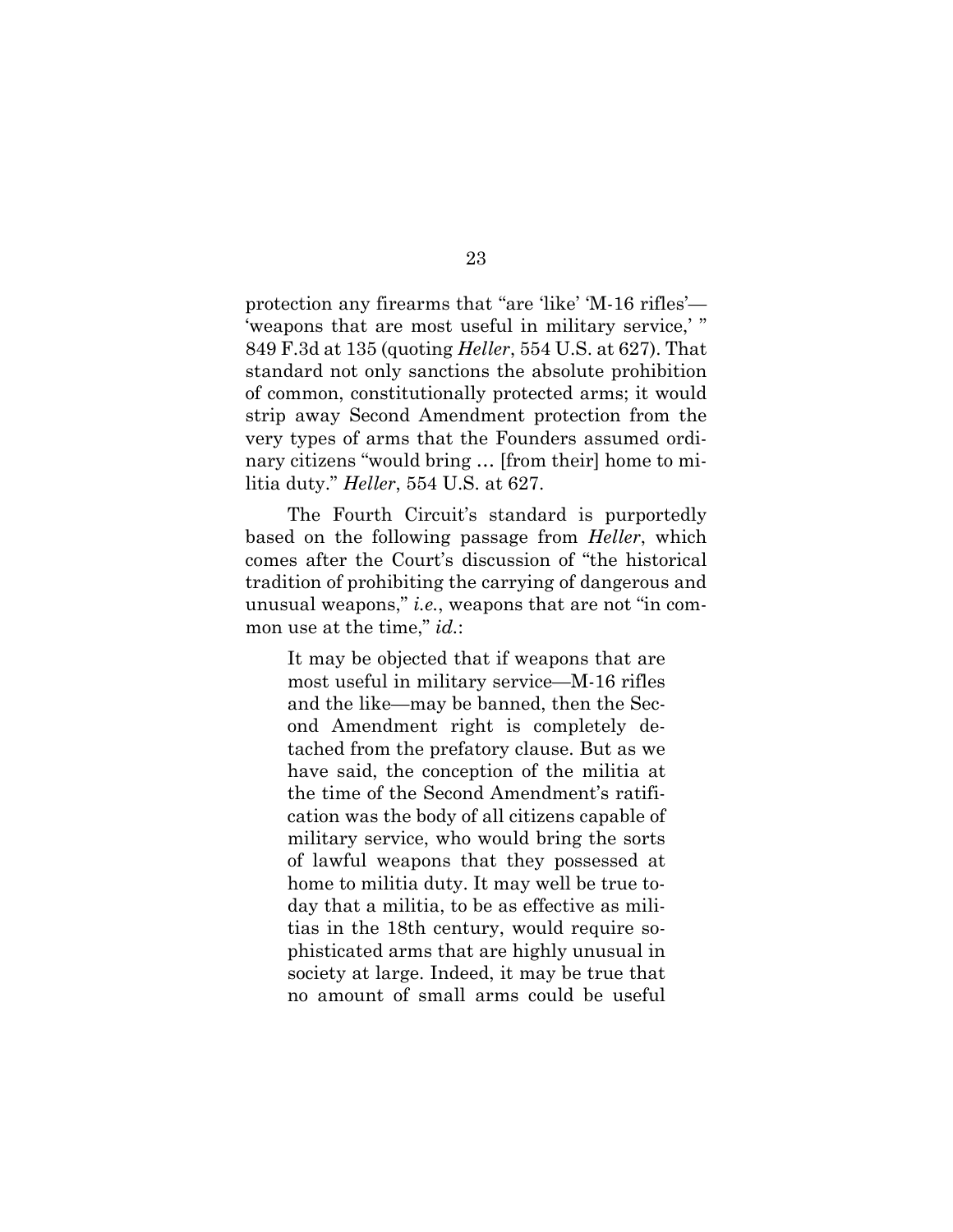protection any firearms that "are 'like' 'M-16 rifles'—'weapons that are most useful in military service,' " 849 F.3d at 135 (quoting *Heller*, 554 U.S. at 627). That standard not only sanctions the absolute prohibition of common, constitutionally protected arms; it would strip away Second Amendment protection from the very types of arms that the Founders assumed ordinary citizens "would bring … [from their] home to militia duty." *Heller*, 554 U.S. at 627.

The Fourth Circuit's standard is purportedly based on the following passage from *Heller*, which comes after the Court's discussion of "the historical tradition of prohibiting the carrying of dangerous and unusual weapons," *i.e.*, weapons that are not "in common use at the time," *id.*:

> It may be objected that if weapons that are most useful in military service—M-16 rifles and the like—may be banned, then the Second Amendment right is completely detached from the prefatory clause. But as we have said, the conception of the militia at the time of the Second Amendment's ratification was the body of all citizens capable of military service, who would bring the sorts of lawful weapons that they possessed at home to militia duty. It may well be true today that a militia, to be as effective as militias in the 18th century, would require sophisticated arms that are highly unusual in society at large. Indeed, it may be true that no amount of small arms could be useful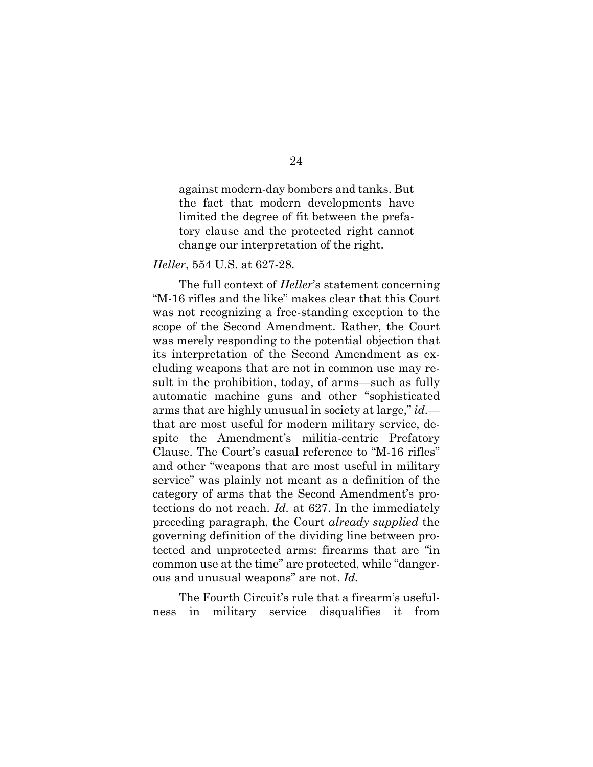> against modern-day bombers and tanks. But the fact that modern developments have limited the degree of fit between the prefatory clause and the protected right cannot change our interpretation of the right.

*Heller*, 554 U.S. at 627-28.

The full context of *Heller*'s statement concerning "M-16 rifles and the like" makes clear that this Court was not recognizing a free-standing exception to the scope of the Second Amendment. Rather, the Court was merely responding to the potential objection that its interpretation of the Second Amendment as excluding weapons that are not in common use may result in the prohibition, today, of arms—such as fully automatic machine guns and other "sophisticated arms that are highly unusual in society at large," *id.*—that are most useful for modern military service, despite the Amendment's militia-centric Prefatory Clause. The Court's casual reference to "M-16 rifles" and other "weapons that are most useful in military service" was plainly not meant as a definition of the category of arms that the Second Amendment's protections do not reach. *Id.* at 627. In the immediately preceding paragraph, the Court *already supplied* the governing definition of the dividing line between protected and unprotected arms: firearms that are "in common use at the time" are protected, while "dangerous and unusual weapons" are not. *Id.*

The Fourth Circuit's rule that a firearm's usefulness in military service disqualifies it from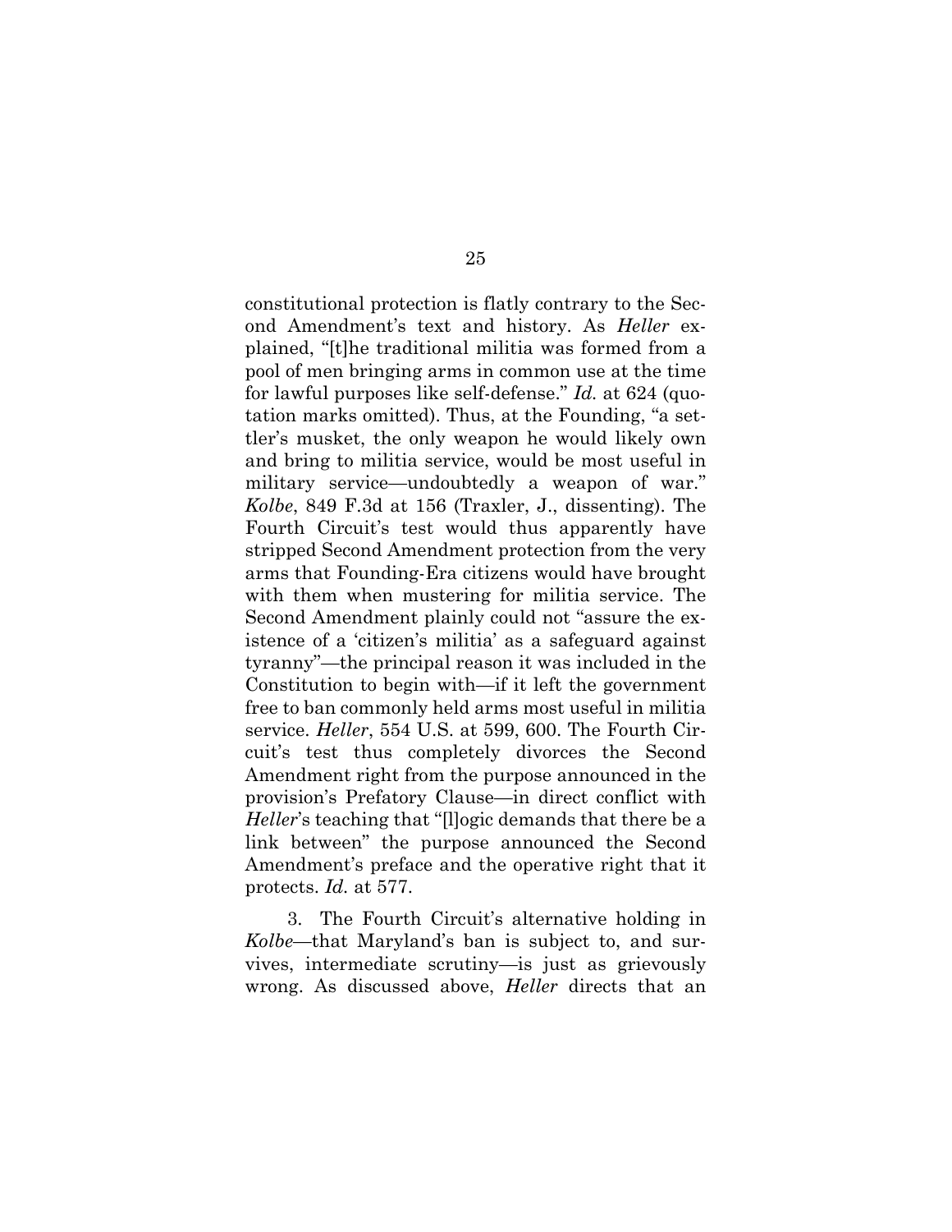constitutional protection is flatly contrary to the Second Amendment's text and history. As *Heller* explained, "[t]he traditional militia was formed from a pool of men bringing arms in common use at the time for lawful purposes like self-defense." *Id.* at 624 (quotation marks omitted). Thus, at the Founding, "a settler's musket, the only weapon he would likely own and bring to militia service, would be most useful in military service—undoubtedly a weapon of war." *Kolbe*, 849 F.3d at 156 (Traxler, J., dissenting). The Fourth Circuit's test would thus apparently have stripped Second Amendment protection from the very arms that Founding-Era citizens would have brought with them when mustering for militia service. The Second Amendment plainly could not "assure the existence of a 'citizen's militia' as a safeguard against tyranny"—the principal reason it was included in the Constitution to begin with—if it left the government free to ban commonly held arms most useful in militia service. *Heller*, 554 U.S. at 599, 600. The Fourth Circuit's test thus completely divorces the Second Amendment right from the purpose announced in the provision's Prefatory Clause—in direct conflict with *Heller*'s teaching that "[l]ogic demands that there be a link between" the purpose announced the Second Amendment's preface and the operative right that it protects. *Id.* at 577.

3. The Fourth Circuit's alternative holding in *Kolbe*—that Maryland's ban is subject to, and survives, intermediate scrutiny—is just as grievously wrong. As discussed above, *Heller* directs that an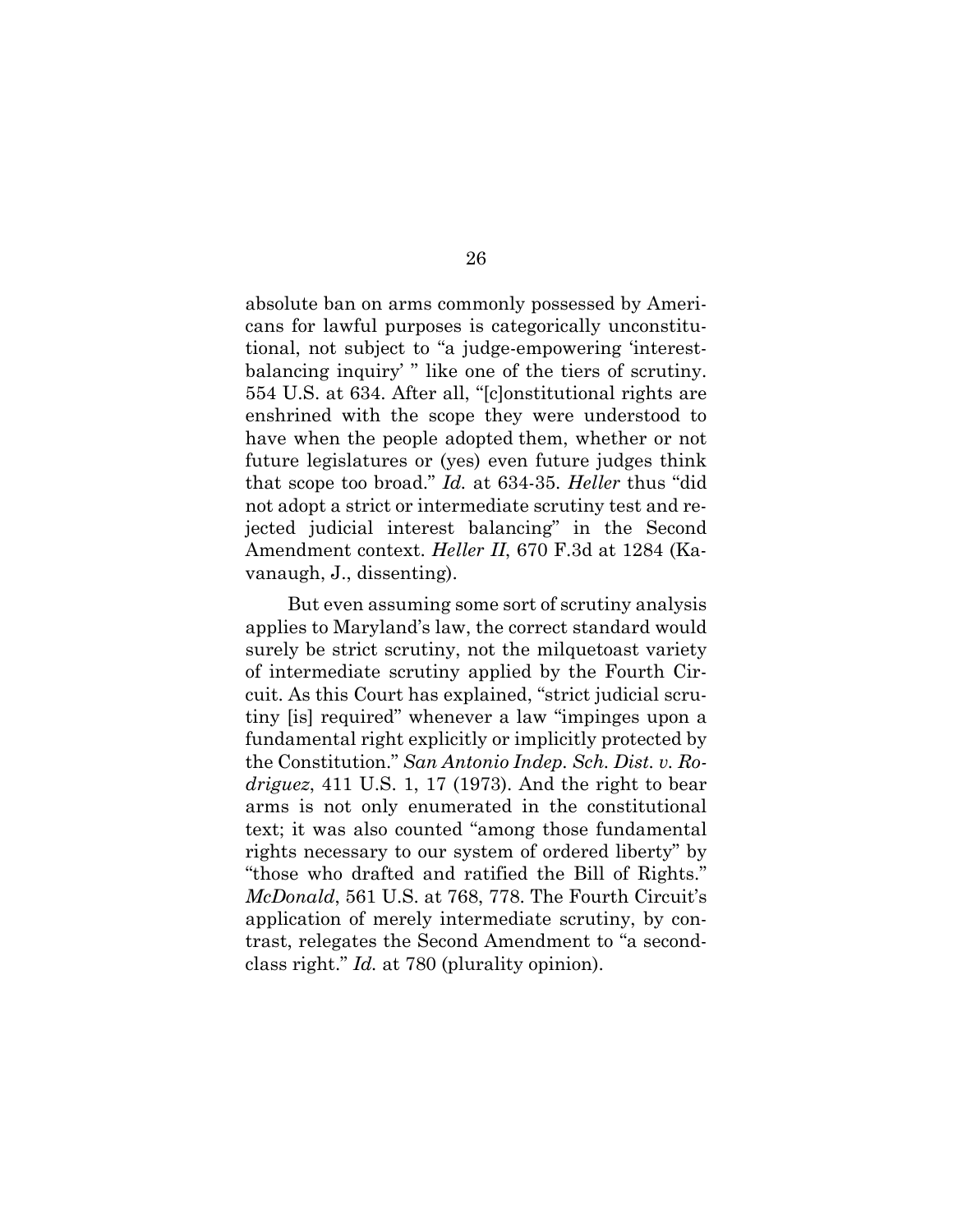absolute ban on arms commonly possessed by Americans for lawful purposes is categorically unconstitutional, not subject to "a judge-empowering 'interest-balancing inquiry' " like one of the tiers of scrutiny. 554 U.S. at 634. After all, "[c]onstitutional rights are enshrined with the scope they were understood to have when the people adopted them, whether or not future legislatures or (yes) even future judges think that scope too broad." *Id.* at 634-35. *Heller* thus "did not adopt a strict or intermediate scrutiny test and rejected judicial interest balancing" in the Second Amendment context. *Heller II*, 670 F.3d at 1284 (Kavanaugh, J., dissenting).

But even assuming some sort of scrutiny analysis applies to Maryland's law, the correct standard would surely be strict scrutiny, not the milquetoast variety of intermediate scrutiny applied by the Fourth Circuit. As this Court has explained, "strict judicial scrutiny [is] required" whenever a law "impinges upon a fundamental right explicitly or implicitly protected by the Constitution." *San Antonio Indep. Sch. Dist. v. Rodriguez*, 411 U.S. 1, 17 (1973). And the right to bear arms is not only enumerated in the constitutional text; it was also counted "among those fundamental rights necessary to our system of ordered liberty" by "those who drafted and ratified the Bill of Rights." *McDonald*, 561 U.S. at 768, 778. The Fourth Circuit's application of merely intermediate scrutiny, by contrast, relegates the Second Amendment to "a second-class right." *Id.* at 780 (plurality opinion).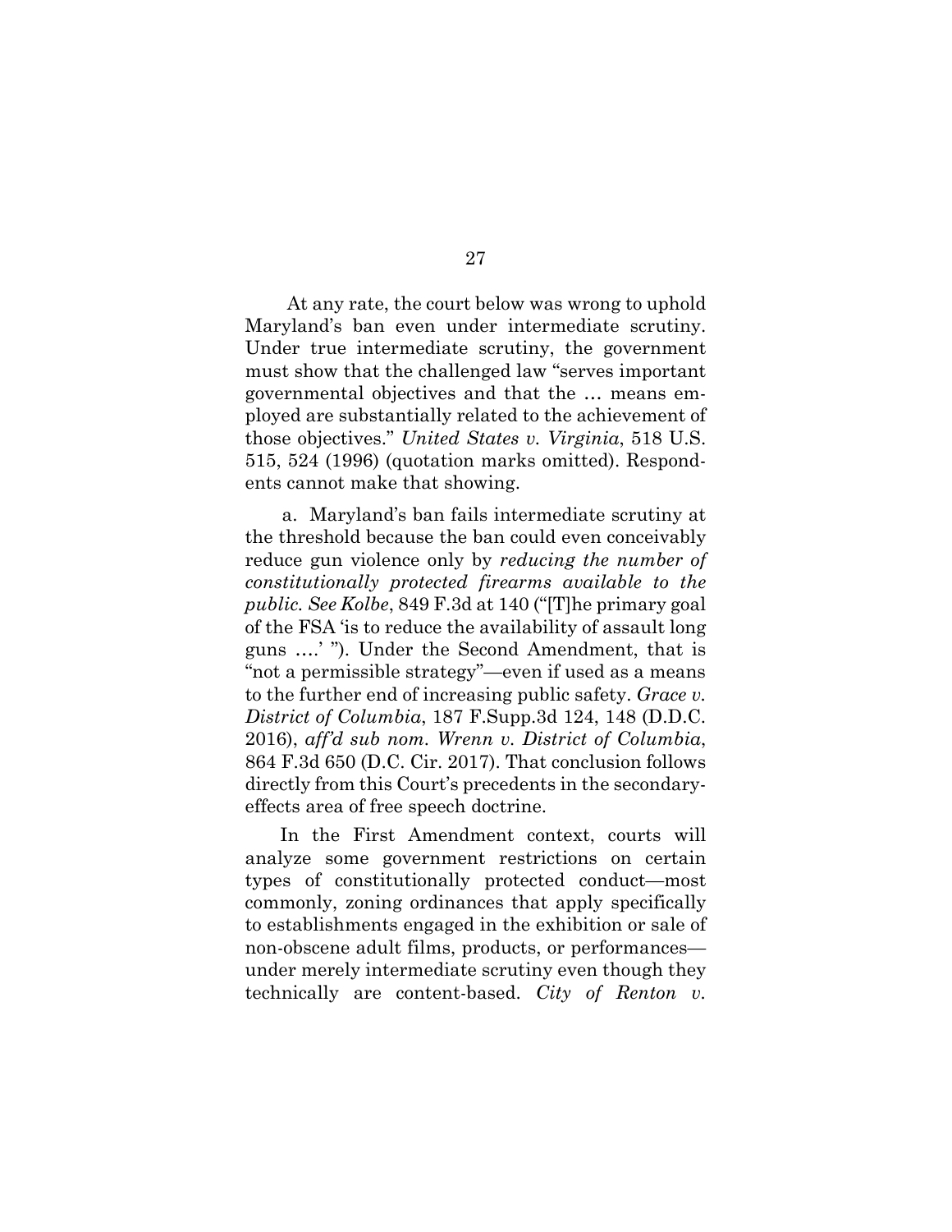At any rate, the court below was wrong to uphold Maryland's ban even under intermediate scrutiny. Under true intermediate scrutiny, the government must show that the challenged law "serves important governmental objectives and that the … means employed are substantially related to the achievement of those objectives." *United States v. Virginia*, 518 U.S. 515, 524 (1996) (quotation marks omitted). Respondents cannot make that showing.

a. Maryland's ban fails intermediate scrutiny at the threshold because the ban could even conceivably reduce gun violence only by *reducing the number of constitutionally protected firearms available to the public. See Kolbe*, 849 F.3d at 140 ("[T]he primary goal of the FSA 'is to reduce the availability of assault long guns ….' "). Under the Second Amendment, that is "not a permissible strategy"—even if used as a means to the further end of increasing public safety. *Grace v. District of Columbia*, 187 F.Supp.3d 124, 148 (D.D.C. 2016), *aff'd sub nom. Wrenn v. District of Columbia*, 864 F.3d 650 (D.C. Cir. 2017). That conclusion follows directly from this Court's precedents in the secondary-effects area of free speech doctrine.

In the First Amendment context, courts will analyze some government restrictions on certain types of constitutionally protected conduct—most commonly, zoning ordinances that apply specifically to establishments engaged in the exhibition or sale of non-obscene adult films, products, or performances—under merely intermediate scrutiny even though they technically are content-based. *City of Renton v.*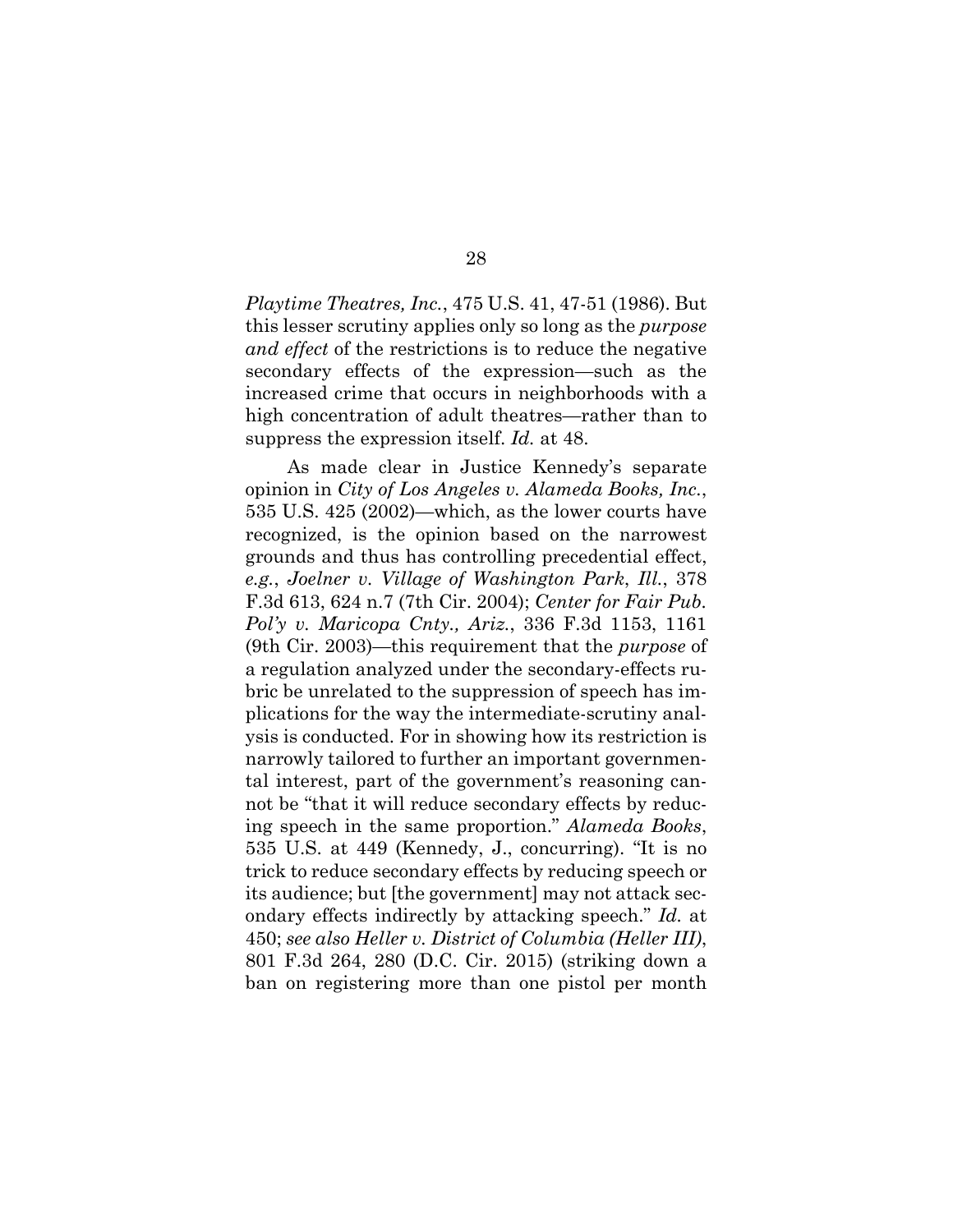*Playtime Theatres, Inc.*, 475 U.S. 41, 47-51 (1986). But this lesser scrutiny applies only so long as the *purpose and effect* of the restrictions is to reduce the negative secondary effects of the expression—such as the increased crime that occurs in neighborhoods with a high concentration of adult theatres—rather than to suppress the expression itself. *Id.* at 48.

As made clear in Justice Kennedy's separate opinion in *City of Los Angeles v. Alameda Books, Inc.*, 535 U.S. 425 (2002)—which, as the lower courts have recognized, is the opinion based on the narrowest grounds and thus has controlling precedential effect, *e.g.*, *Joelner v. Village of Washington Park, Ill.*, 378 F.3d 613, 624 n.7 (7th Cir. 2004); *Center for Fair Pub. Pol'y v. Maricopa Cnty., Ariz.*, 336 F.3d 1153, 1161 (9th Cir. 2003)—this requirement that the *purpose* of a regulation analyzed under the secondary-effects rubric be unrelated to the suppression of speech has implications for the way the intermediate-scrutiny analysis is conducted. For in showing how its restriction is narrowly tailored to further an important governmental interest, part of the government's reasoning cannot be "that it will reduce secondary effects by reducing speech in the same proportion." *Alameda Books*, 535 U.S. at 449 (Kennedy, J., concurring). "It is no trick to reduce secondary effects by reducing speech or its audience; but [the government] may not attack secondary effects indirectly by attacking speech." *Id.* at 450; *see also Heller v. District of Columbia (Heller III)*, 801 F.3d 264, 280 (D.C. Cir. 2015) (striking down a ban on registering more than one pistol per month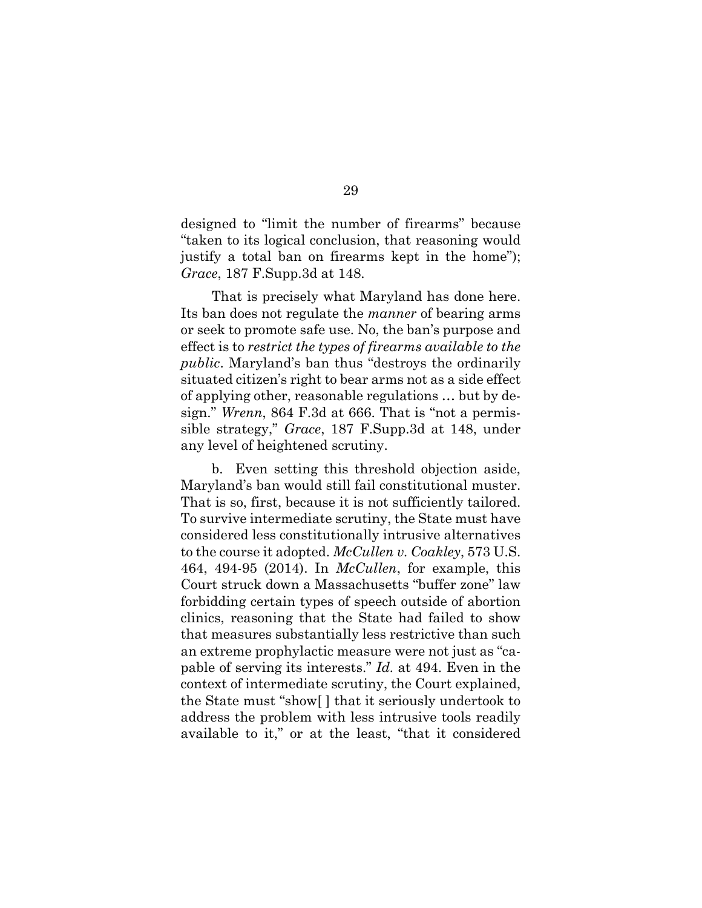designed to "limit the number of firearms" because "taken to its logical conclusion, that reasoning would justify a total ban on firearms kept in the home"); *Grace*, 187 F.Supp.3d at 148.

That is precisely what Maryland has done here. Its ban does not regulate the *manner* of bearing arms or seek to promote safe use. No, the ban's purpose and effect is to *restrict the types of firearms available to the public*. Maryland's ban thus "destroys the ordinarily situated citizen's right to bear arms not as a side effect of applying other, reasonable regulations … but by design." *Wrenn*, 864 F.3d at 666. That is "not a permissible strategy," *Grace*, 187 F.Supp.3d at 148, under any level of heightened scrutiny.

b. Even setting this threshold objection aside, Maryland's ban would still fail constitutional muster. That is so, first, because it is not sufficiently tailored. To survive intermediate scrutiny, the State must have considered less constitutionally intrusive alternatives to the course it adopted. *McCullen v. Coakley*, 573 U.S. 464, 494-95 (2014). In *McCullen*, for example, this Court struck down a Massachusetts "buffer zone" law forbidding certain types of speech outside of abortion clinics, reasoning that the State had failed to show that measures substantially less restrictive than such an extreme prophylactic measure were not just as "capable of serving its interests." *Id.* at 494. Even in the context of intermediate scrutiny, the Court explained, the State must "show[ ] that it seriously undertook to address the problem with less intrusive tools readily available to it," or at the least, "that it considered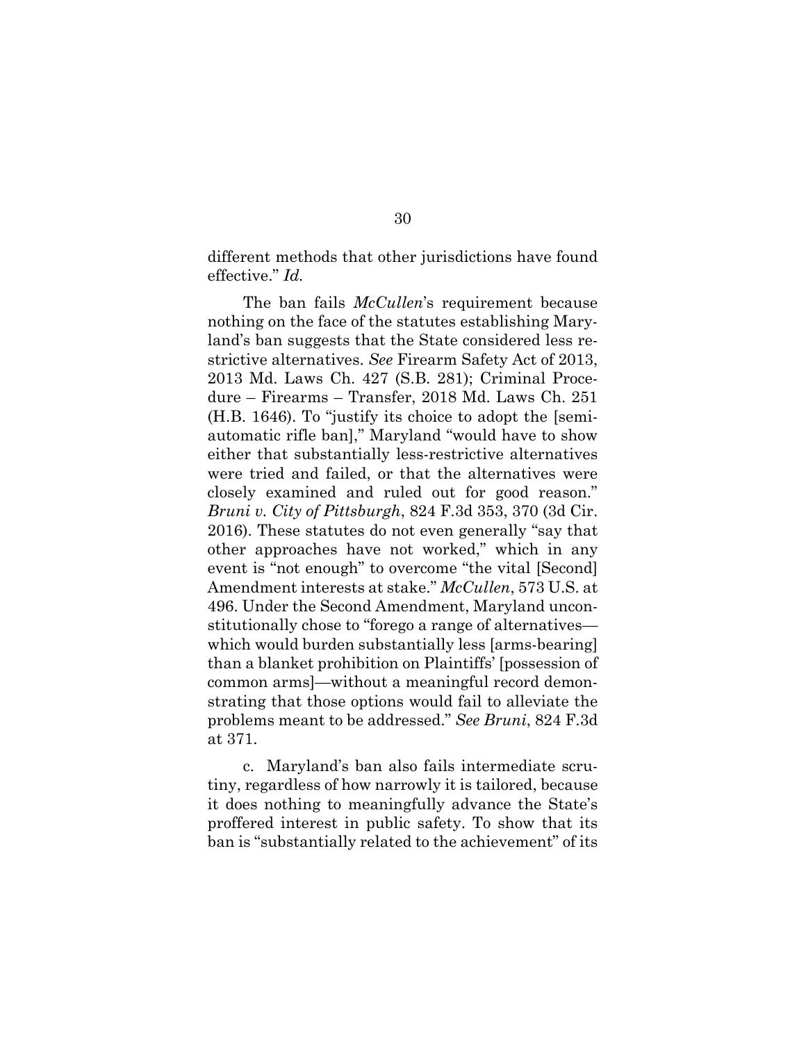different methods that other jurisdictions have found effective." *Id.*

The ban fails *McCullen*'s requirement because nothing on the face of the statutes establishing Maryland's ban suggests that the State considered less restrictive alternatives. *See* Firearm Safety Act of 2013, 2013 Md. Laws Ch. 427 (S.B. 281); Criminal Procedure – Firearms – Transfer, 2018 Md. Laws Ch. 251 (H.B. 1646). To "justify its choice to adopt the [semiautomatic rifle ban]," Maryland "would have to show either that substantially less-restrictive alternatives were tried and failed, or that the alternatives were closely examined and ruled out for good reason." *Bruni v. City of Pittsburgh*, 824 F.3d 353, 370 (3d Cir. 2016). These statutes do not even generally "say that other approaches have not worked," which in any event is "not enough" to overcome "the vital [Second] Amendment interests at stake." *McCullen*, 573 U.S. at 496. Under the Second Amendment, Maryland unconstitutionally chose to "forego a range of alternatives—which would burden substantially less [arms-bearing] than a blanket prohibition on Plaintiffs' [possession of common arms]—without a meaningful record demonstrating that those options would fail to alleviate the problems meant to be addressed." *See Bruni*, 824 F.3d at 371.

c. Maryland's ban also fails intermediate scrutiny, regardless of how narrowly it is tailored, because it does nothing to meaningfully advance the State's proffered interest in public safety. To show that its ban is "substantially related to the achievement" of its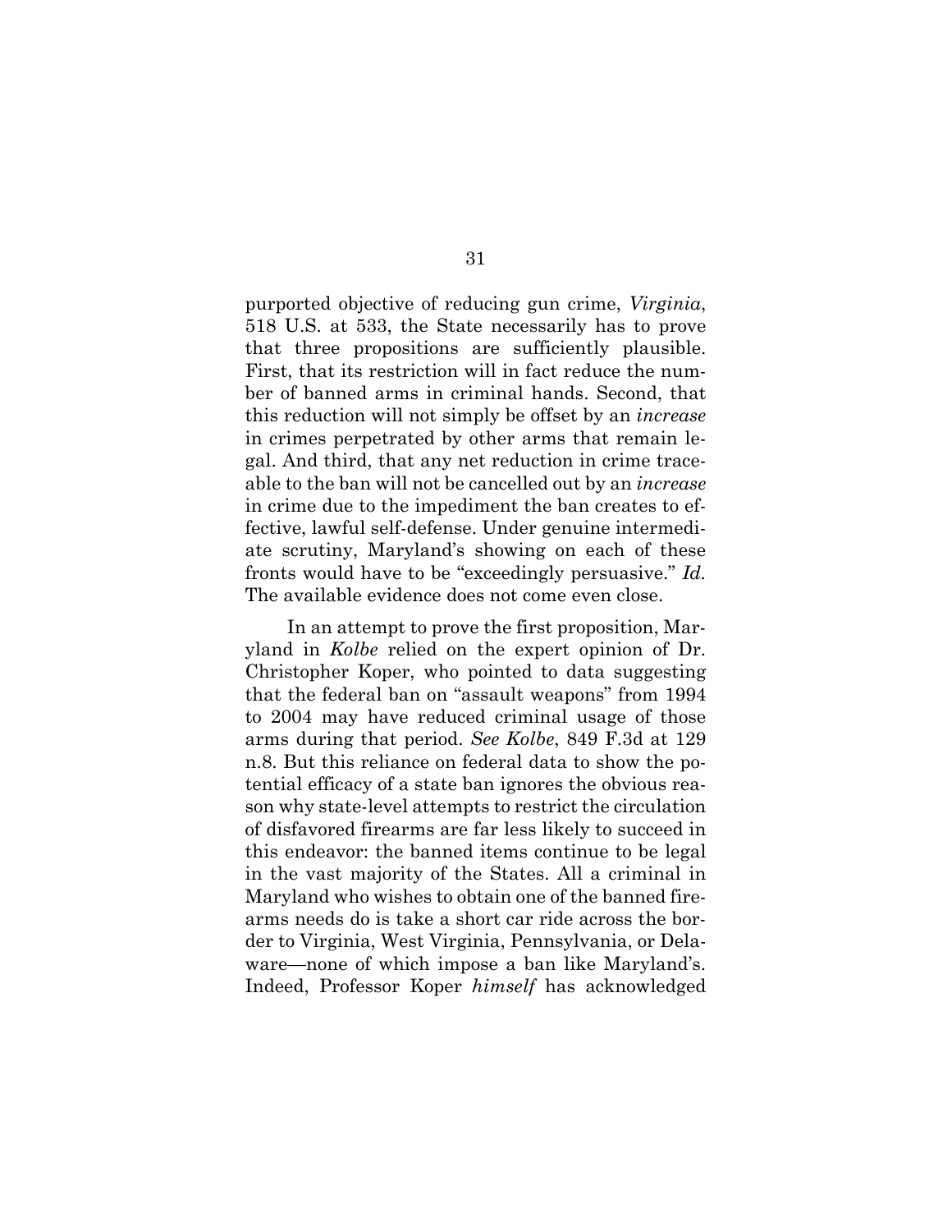purported objective of reducing gun crime, *Virginia*, 518 U.S. at 533, the State necessarily has to prove that three propositions are sufficiently plausible. First, that its restriction will in fact reduce the number of banned arms in criminal hands. Second, that this reduction will not simply be offset by an *increase* in crimes perpetrated by other arms that remain legal. And third, that any net reduction in crime traceable to the ban will not be cancelled out by an *increase* in crime due to the impediment the ban creates to effective, lawful self-defense. Under genuine intermediate scrutiny, Maryland's showing on each of these fronts would have to be "exceedingly persuasive." *Id.* The available evidence does not come even close.

In an attempt to prove the first proposition, Maryland in *Kolbe* relied on the expert opinion of Dr. Christopher Koper, who pointed to data suggesting that the federal ban on "assault weapons" from 1994 to 2004 may have reduced criminal usage of those arms during that period. *See Kolbe*, 849 F.3d at 129 n.8. But this reliance on federal data to show the potential efficacy of a state ban ignores the obvious reason why state-level attempts to restrict the circulation of disfavored firearms are far less likely to succeed in this endeavor: the banned items continue to be legal in the vast majority of the States. All a criminal in Maryland who wishes to obtain one of the banned firearms needs do is take a short car ride across the border to Virginia, West Virginia, Pennsylvania, or Delaware—none of which impose a ban like Maryland's. Indeed, Professor Koper *himself* has acknowledged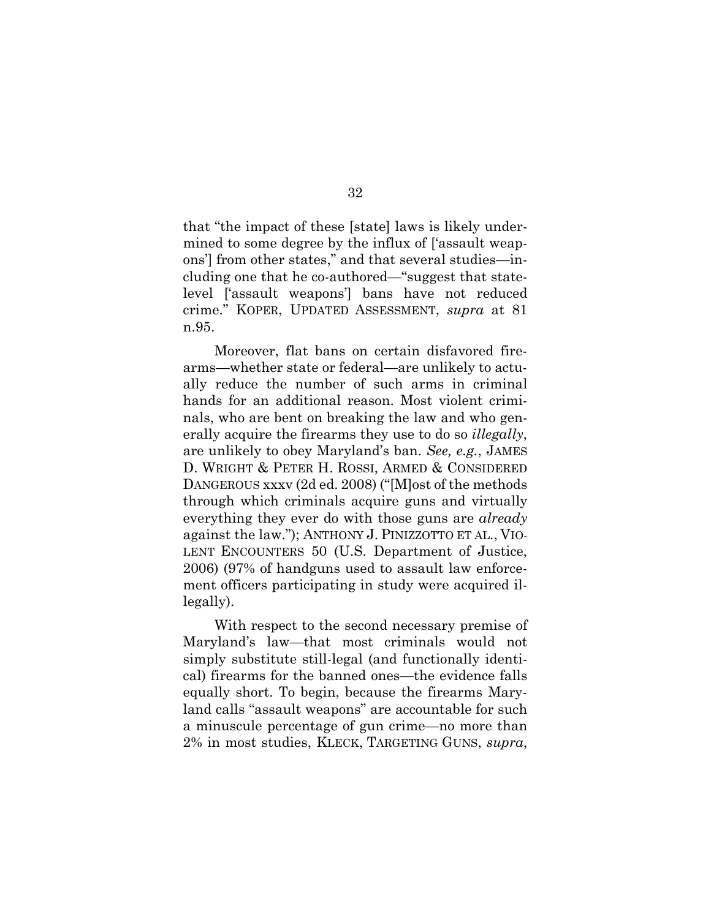that "the impact of these [state] laws is likely undermined to some degree by the influx of ['assault weapons'] from other states," and that several studies—including one that he co-authored—"suggest that state-level ['assault weapons'] bans have not reduced crime." KOPER, UPDATED ASSESSMENT, *supra* at 81 n.95.

Moreover, flat bans on certain disfavored firearms—whether state or federal—are unlikely to actually reduce the number of such arms in criminal hands for an additional reason. Most violent criminals, who are bent on breaking the law and who generally acquire the firearms they use to do so *illegally*, are unlikely to obey Maryland's ban. *See, e.g.*, JAMES D. WRIGHT & PETER H. ROSSI, ARMED & CONSIDERED DANGEROUS xxxv (2d ed. 2008) ("[M]ost of the methods through which criminals acquire guns and virtually everything they ever do with those guns are *already* against the law."); ANTHONY J. PINIZZOTTO ET AL., VIOLENT ENCOUNTERS 50 (U.S. Department of Justice, 2006) (97% of handguns used to assault law enforcement officers participating in study were acquired illegally).

With respect to the second necessary premise of Maryland's law—that most criminals would not simply substitute still-legal (and functionally identical) firearms for the banned ones—the evidence falls equally short. To begin, because the firearms Maryland calls "assault weapons" are accountable for such a minuscule percentage of gun crime—no more than 2% in most studies, KLECK, TARGETING GUNS, *supra*,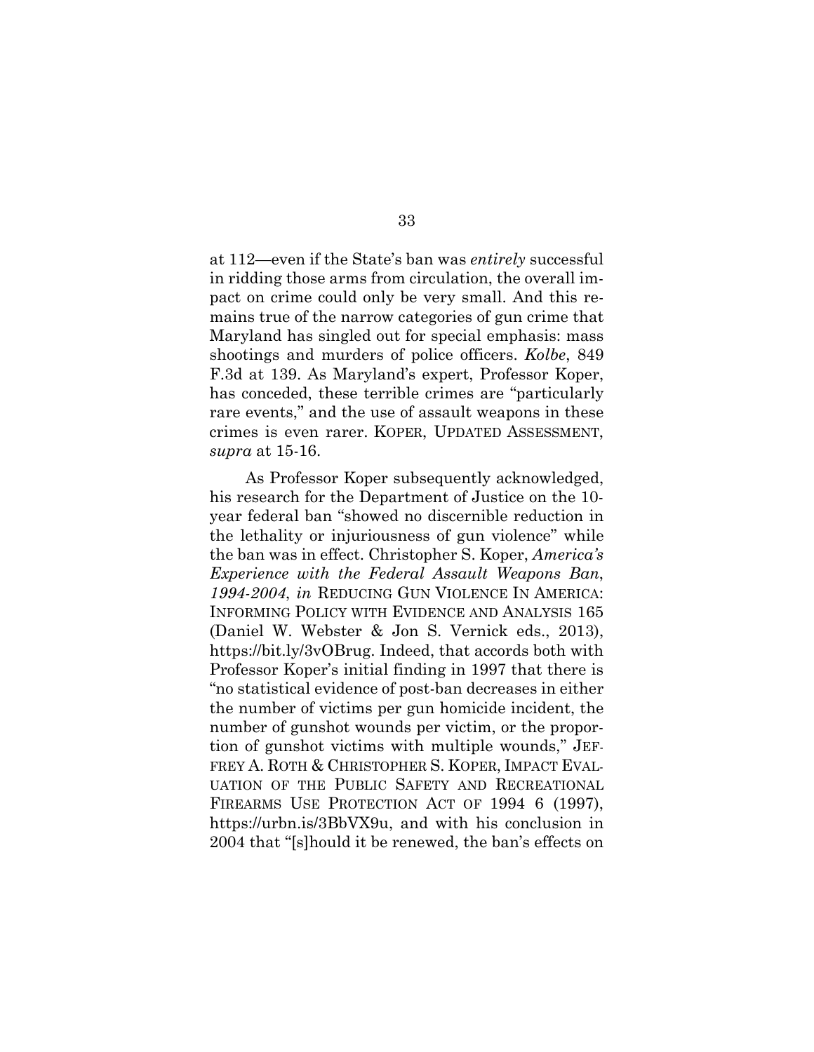at 112—even if the State's ban was *entirely* successful in ridding those arms from circulation, the overall impact on crime could only be very small. And this remains true of the narrow categories of gun crime that Maryland has singled out for special emphasis: mass shootings and murders of police officers. *Kolbe*, 849 F.3d at 139. As Maryland's expert, Professor Koper, has conceded, these terrible crimes are "particularly rare events," and the use of assault weapons in these crimes is even rarer. KOPER, UPDATED ASSESSMENT, *supra* at 15-16.

As Professor Koper subsequently acknowledged, his research for the Department of Justice on the 10-year federal ban "showed no discernible reduction in the lethality or injuriousness of gun violence" while the ban was in effect. Christopher S. Koper, *America's Experience with the Federal Assault Weapons Ban, 1994-2004*, *in* REDUCING GUN VIOLENCE IN AMERICA: INFORMING POLICY WITH EVIDENCE AND ANALYSIS 165 (Daniel W. Webster & Jon S. Vernick eds., 2013), https://bit.ly/3vOBrug. Indeed, that accords both with Professor Koper's initial finding in 1997 that there is "no statistical evidence of post-ban decreases in either the number of victims per gun homicide incident, the number of gunshot wounds per victim, or the proportion of gunshot victims with multiple wounds," JEFFREY A. ROTH & CHRISTOPHER S. KOPER, IMPACT EVALUATION OF THE PUBLIC SAFETY AND RECREATIONAL FIREARMS USE PROTECTION ACT OF 1994 6 (1997), https://urbn.is/3BbVX9u, and with his conclusion in 2004 that "[s]hould it be renewed, the ban's effects on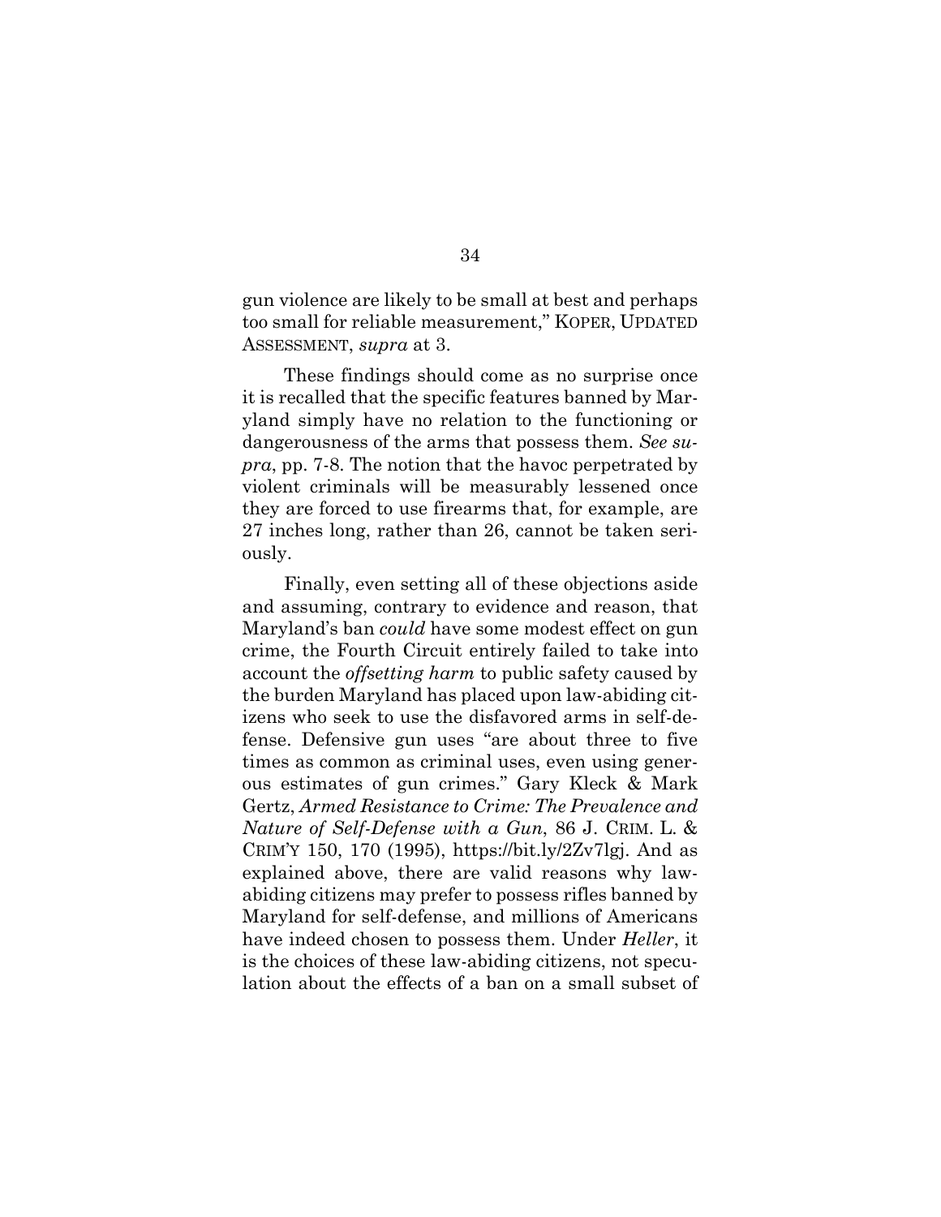gun violence are likely to be small at best and perhaps too small for reliable measurement," KOPER, UPDATED ASSESSMENT, *supra* at 3.

These findings should come as no surprise once it is recalled that the specific features banned by Maryland simply have no relation to the functioning or dangerousness of the arms that possess them. *See supra*, pp. 7-8. The notion that the havoc perpetrated by violent criminals will be measurably lessened once they are forced to use firearms that, for example, are 27 inches long, rather than 26, cannot be taken seriously.

Finally, even setting all of these objections aside and assuming, contrary to evidence and reason, that Maryland's ban *could* have some modest effect on gun crime, the Fourth Circuit entirely failed to take into account the *offsetting harm* to public safety caused by the burden Maryland has placed upon law-abiding citizens who seek to use the disfavored arms in self-defense. Defensive gun uses "are about three to five times as common as criminal uses, even using generous estimates of gun crimes." Gary Kleck & Mark Gertz, *Armed Resistance to Crime: The Prevalence and Nature of Self-Defense with a Gun*, 86 J. CRIM. L. & CRIM'Y 150, 170 (1995), https://bit.ly/2Zv7lgj. And as explained above, there are valid reasons why law-abiding citizens may prefer to possess rifles banned by Maryland for self-defense, and millions of Americans have indeed chosen to possess them. Under *Heller*, it is the choices of these law-abiding citizens, not speculation about the effects of a ban on a small subset of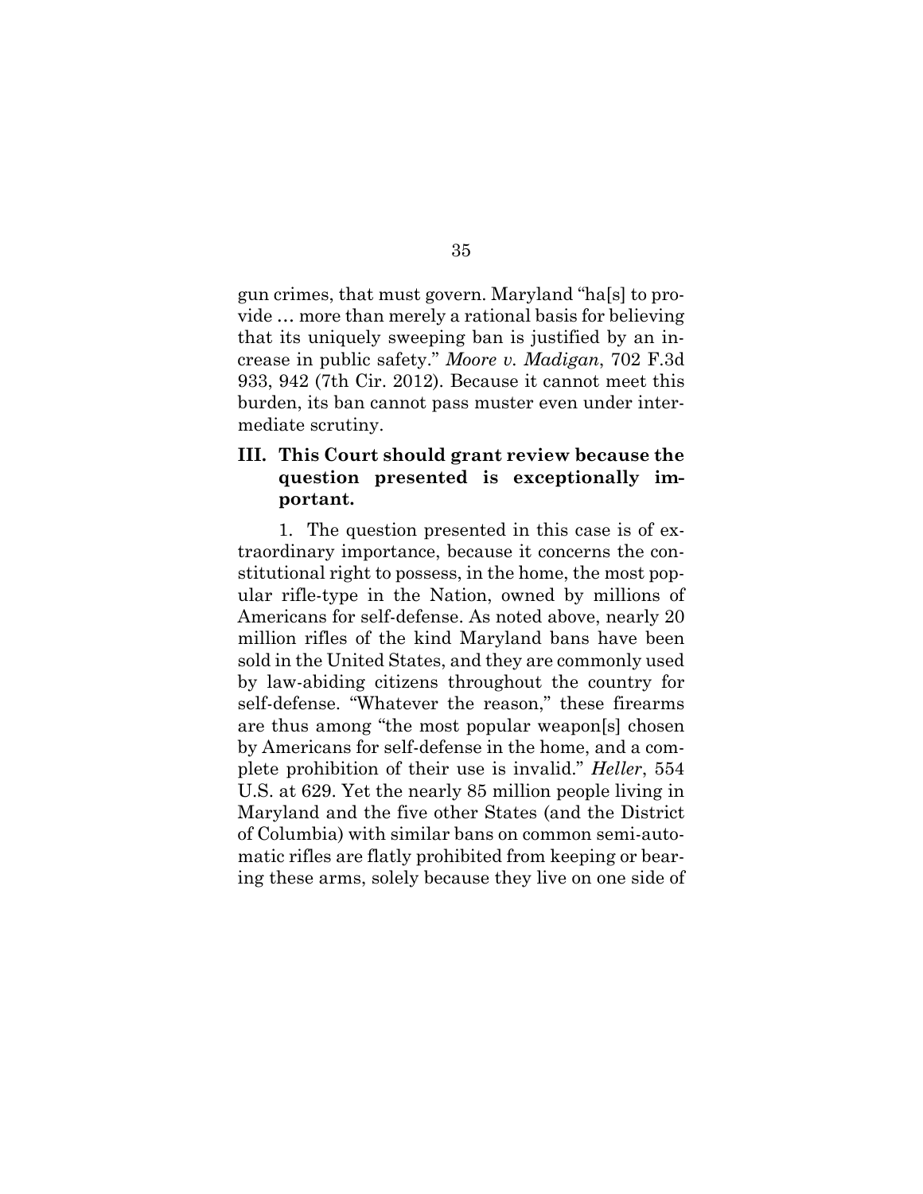gun crimes, that must govern. Maryland "ha[s] to provide … more than merely a rational basis for believing that its uniquely sweeping ban is justified by an increase in public safety." *Moore v. Madigan*, 702 F.3d 933, 942 (7th Cir. 2012). Because it cannot meet this burden, its ban cannot pass muster even under intermediate scrutiny.

### III. This Court should grant review because the question presented is exceptionally important.

1. The question presented in this case is of extraordinary importance, because it concerns the constitutional right to possess, in the home, the most popular rifle-type in the Nation, owned by millions of Americans for self-defense. As noted above, nearly 20 million rifles of the kind Maryland bans have been sold in the United States, and they are commonly used by law-abiding citizens throughout the country for self-defense. "Whatever the reason," these firearms are thus among "the most popular weapon[s] chosen by Americans for self-defense in the home, and a complete prohibition of their use is invalid." *Heller*, 554 U.S. at 629. Yet the nearly 85 million people living in Maryland and the five other States (and the District of Columbia) with similar bans on common semi-automatic rifles are flatly prohibited from keeping or bearing these arms, solely because they live on one side of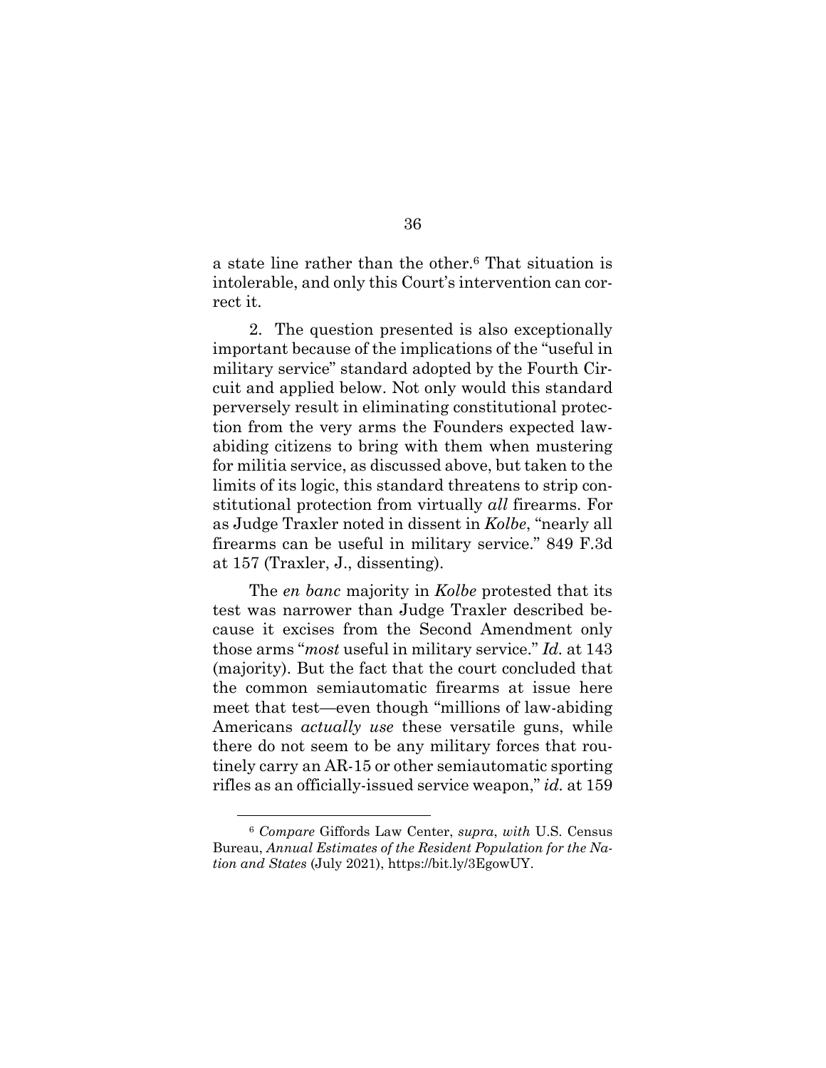a state line rather than the other.[6] That situation is intolerable, and only this Court's intervention can correct it.

2. The question presented is also exceptionally important because of the implications of the "useful in military service" standard adopted by the Fourth Circuit and applied below. Not only would this standard perversely result in eliminating constitutional protection from the very arms the Founders expected law-abiding citizens to bring with them when mustering for militia service, as discussed above, but taken to the limits of its logic, this standard threatens to strip constitutional protection from virtually *all* firearms. For as Judge Traxler noted in dissent in *Kolbe*, "nearly all firearms can be useful in military service." 849 F.3d at 157 (Traxler, J., dissenting).

The *en banc* majority in *Kolbe* protested that its test was narrower than Judge Traxler described because it excises from the Second Amendment only those arms "*most* useful in military service." *Id.* at 143 (majority). But the fact that the court concluded that the common semiautomatic firearms at issue here meet that test—even though "millions of law-abiding Americans *actually use* these versatile guns, while there do not seem to be any military forces that routinely carry an AR-15 or other semiautomatic sporting rifles as an officially-issued service weapon," *id.* at 159

---

[6] *Compare* Giffords Law Center, *supra*, *with* U.S. Census Bureau, *Annual Estimates of the Resident Population for the Nation and States* (July 2021), https://bit.ly/3EgowUY.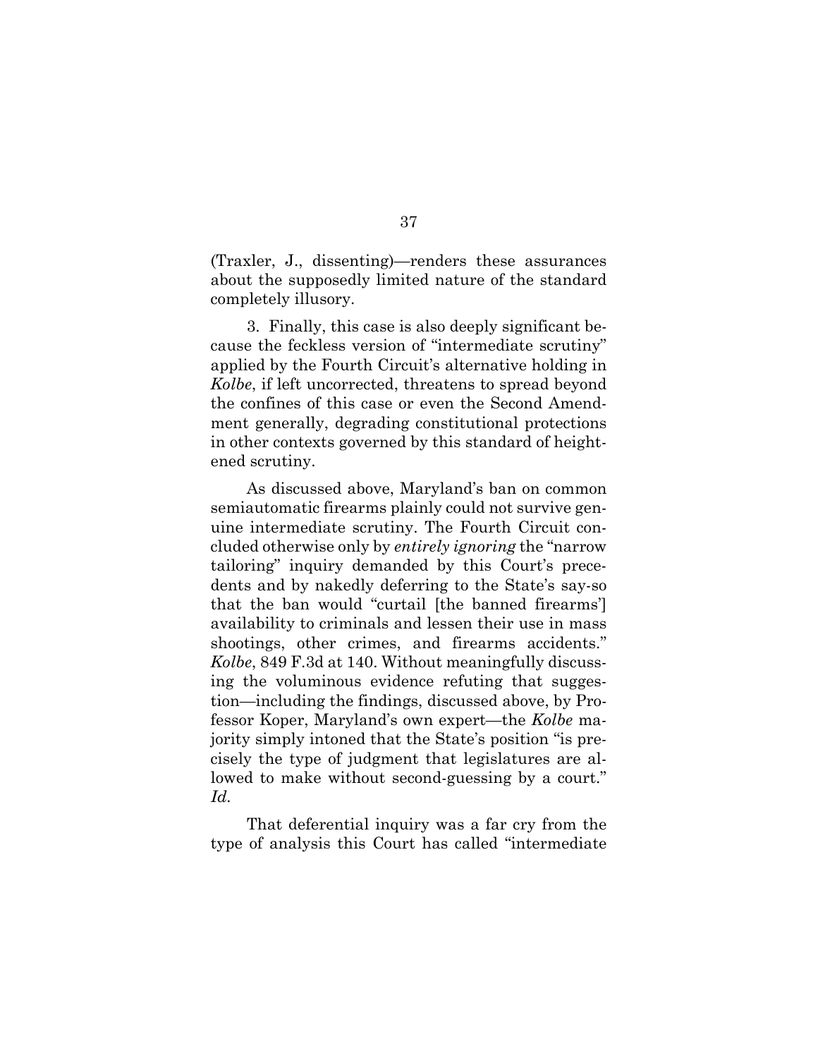(Traxler, J., dissenting)—renders these assurances about the supposedly limited nature of the standard completely illusory.

3. Finally, this case is also deeply significant because the feckless version of "intermediate scrutiny" applied by the Fourth Circuit's alternative holding in *Kolbe*, if left uncorrected, threatens to spread beyond the confines of this case or even the Second Amendment generally, degrading constitutional protections in other contexts governed by this standard of heightened scrutiny.

As discussed above, Maryland's ban on common semiautomatic firearms plainly could not survive genuine intermediate scrutiny. The Fourth Circuit concluded otherwise only by *entirely ignoring* the "narrow tailoring" inquiry demanded by this Court's precedents and by nakedly deferring to the State's say-so that the ban would "curtail [the banned firearms'] availability to criminals and lessen their use in mass shootings, other crimes, and firearms accidents." *Kolbe*, 849 F.3d at 140. Without meaningfully discussing the voluminous evidence refuting that suggestion—including the findings, discussed above, by Professor Koper, Maryland's own expert—the *Kolbe* majority simply intoned that the State's position "is precisely the type of judgment that legislatures are allowed to make without second-guessing by a court." *Id.*

That deferential inquiry was a far cry from the type of analysis this Court has called "intermediate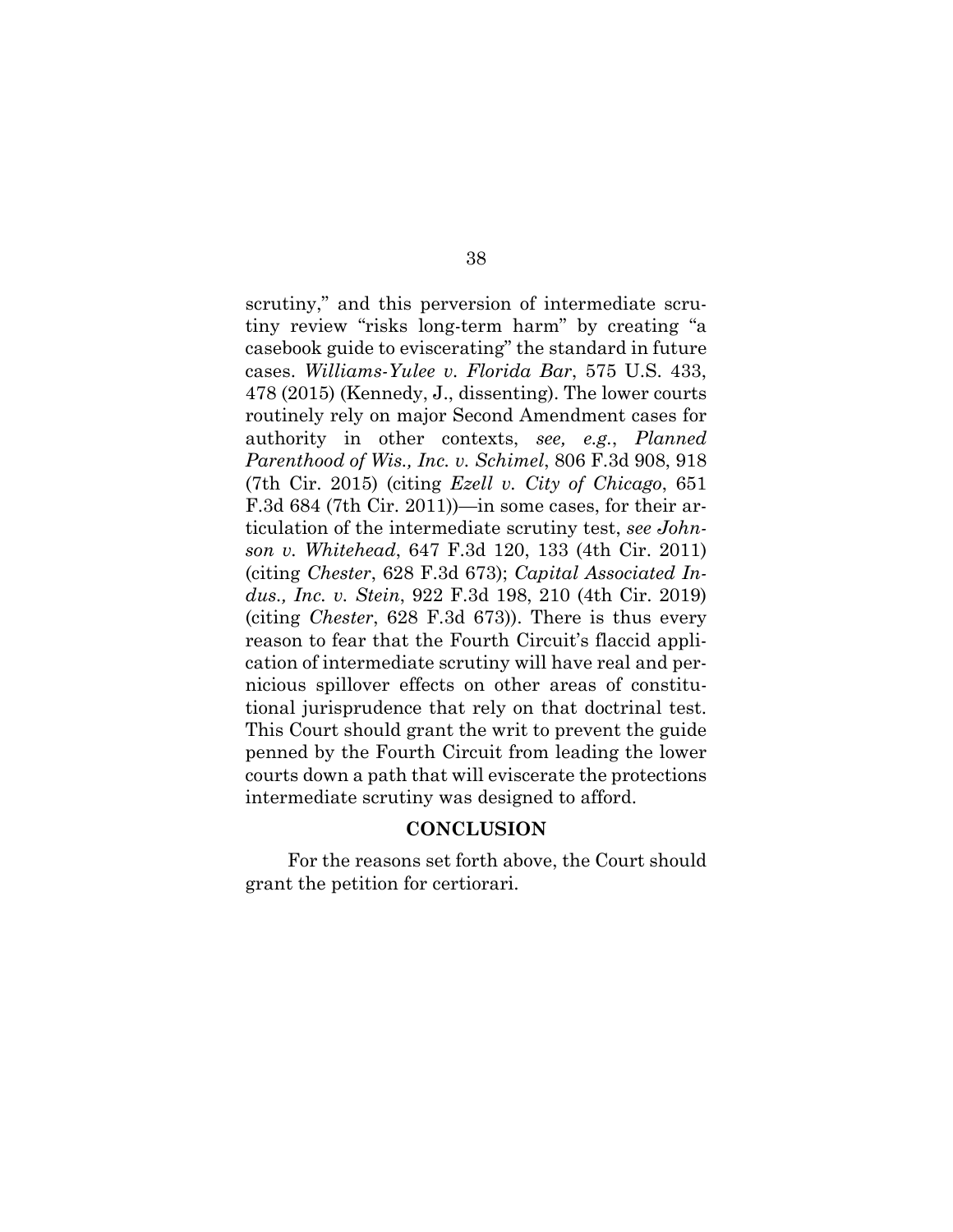scrutiny," and this perversion of intermediate scrutiny review "risks long-term harm" by creating "a casebook guide to eviscerating" the standard in future cases. *Williams-Yulee v. Florida Bar*, 575 U.S. 433, 478 (2015) (Kennedy, J., dissenting). The lower courts routinely rely on major Second Amendment cases for authority in other contexts, *see, e.g.*, *Planned Parenthood of Wis., Inc. v. Schimel*, 806 F.3d 908, 918 (7th Cir. 2015) (citing *Ezell v. City of Chicago*, 651 F.3d 684 (7th Cir. 2011))—in some cases, for their articulation of the intermediate scrutiny test, *see Johnson v. Whitehead*, 647 F.3d 120, 133 (4th Cir. 2011) (citing *Chester*, 628 F.3d 673); *Capital Associated Indus., Inc. v. Stein*, 922 F.3d 198, 210 (4th Cir. 2019) (citing *Chester*, 628 F.3d 673)). There is thus every reason to fear that the Fourth Circuit's flaccid application of intermediate scrutiny will have real and pernicious spillover effects on other areas of constitutional jurisprudence that rely on that doctrinal test. This Court should grant the writ to prevent the guide penned by the Fourth Circuit from leading the lower courts down a path that will eviscerate the protections intermediate scrutiny was designed to afford.

## CONCLUSION

For the reasons set forth above, the Court should grant the petition for certiorari.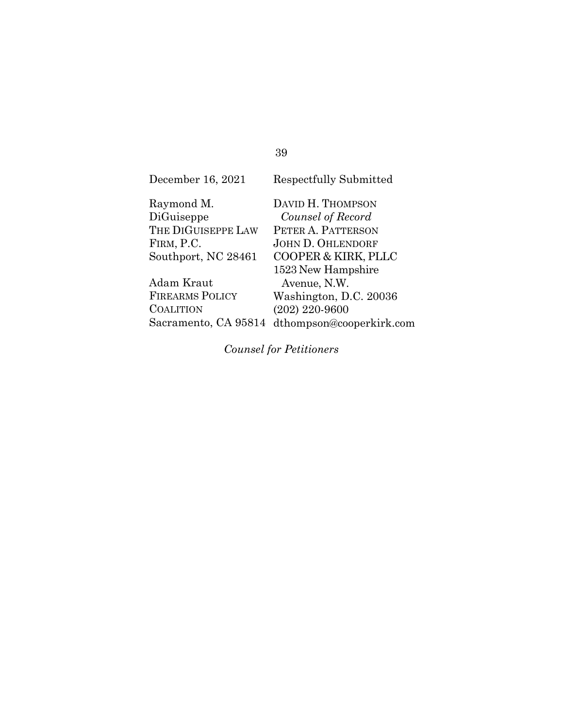December 16, 2021

Respectfully Submitted

Raymond M. DiGuiseppe
THE DIGUISEPPE LAW FIRM, P.C.
Southport, NC 28461

Adam Kraut
FIREARMS POLICY COALITION
Sacramento, CA 95814

DAVID H. THOMPSON
*Counsel of Record*
PETER A. PATTERSON
JOHN D. OHLENDORF
COOPER & KIRK, PLLC
1523 New Hampshire Avenue, N.W.
Washington, D.C. 20036
(202) 220-9600
dthompson@cooperkirk.com

*Counsel for Petitioners*